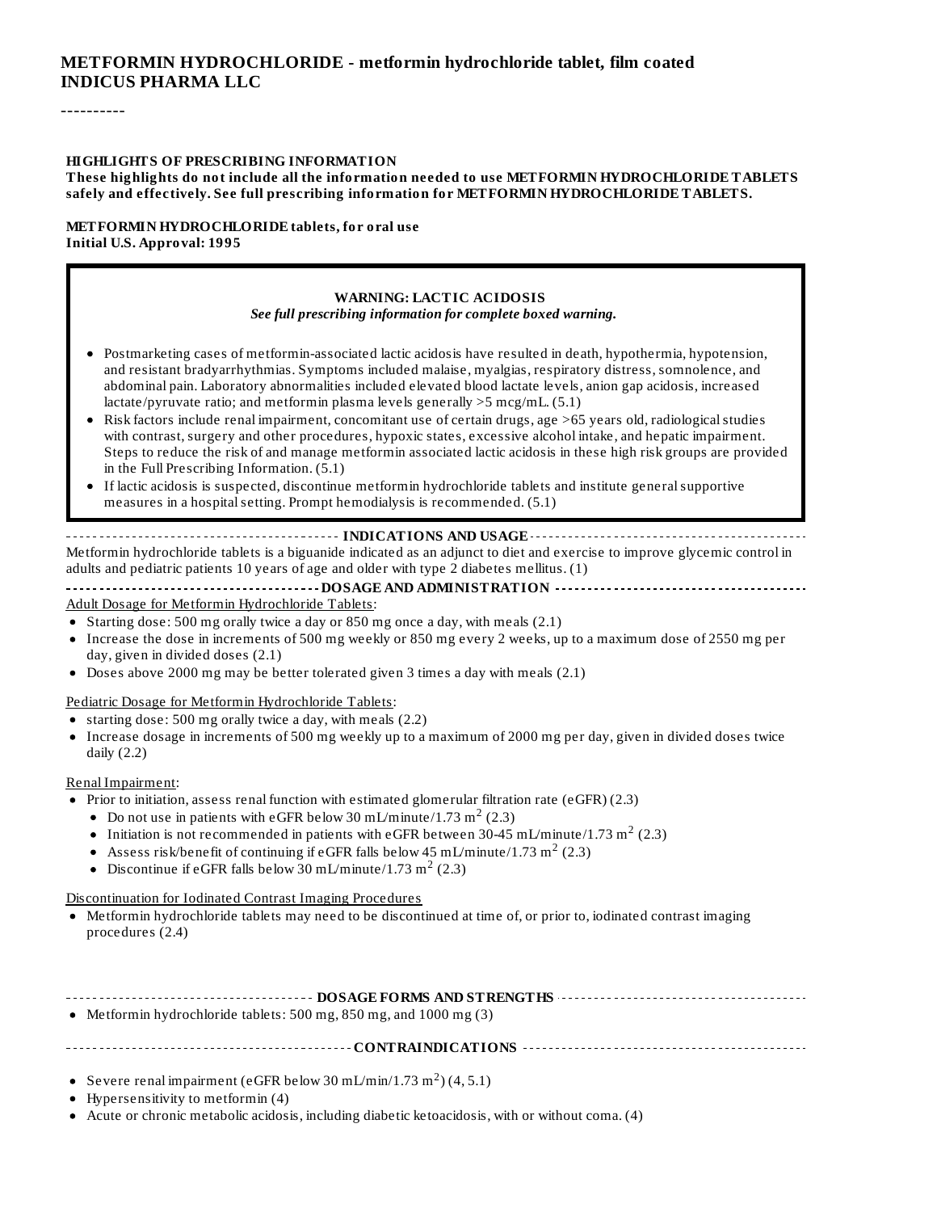# METFORMIN HYDROCHLORIDE - metformin hydrochloride tablet, film coated
## INDICUS PHARMA LLC

----------

**HIGHLIGHTS OF PRESCRIBING INFORMATION**
**These highlights do not include all the information needed to use METFORMIN HYDROCHLORIDE TABLETS safely and effectively. See full prescribing information for METFORMIN HYDROCHLORIDE TABLETS.**

**METFORMIN HYDROCHLORIDE tablets, for oral use**
**Initial U.S. Approval: 1995**

**WARNING: LACTIC ACIDOSIS**
*See full prescribing information for complete boxed warning.*

- Postmarketing cases of metformin-associated lactic acidosis have resulted in death, hypothermia, hypotension, and resistant bradyarrhythmias. Symptoms included malaise, myalgias, respiratory distress, somnolence, and abdominal pain. Laboratory abnormalities included elevated blood lactate levels, anion gap acidosis, increased lactate/pyruvate ratio; and metformin plasma levels generally >5 mcg/mL. (5.1)
- Risk factors include renal impairment, concomitant use of certain drugs, age >65 years old, radiological studies with contrast, surgery and other procedures, hypoxic states, excessive alcohol intake, and hepatic impairment. Steps to reduce the risk of and manage metformin associated lactic acidosis in these high risk groups are provided in the Full Prescribing Information. (5.1)
- If lactic acidosis is suspected, discontinue metformin hydrochloride tablets and institute general supportive measures in a hospital setting. Prompt hemodialysis is recommended. (5.1)

**INDICATIONS AND USAGE**

Metformin hydrochloride tablets is a biguanide indicated as an adjunct to diet and exercise to improve glycemic control in adults and pediatric patients 10 years of age and older with type 2 diabetes mellitus. (1)

**DOSAGE AND ADMINISTRATION**

Adult Dosage for Metformin Hydrochloride Tablets:

- Starting dose: 500 mg orally twice a day or 850 mg once a day, with meals (2.1)
- Increase the dose in increments of 500 mg weekly or 850 mg every 2 weeks, up to a maximum dose of 2550 mg per day, given in divided doses (2.1)
- Doses above 2000 mg may be better tolerated given 3 times a day with meals (2.1)

Pediatric Dosage for Metformin Hydrochloride Tablets:

- starting dose: 500 mg orally twice a day, with meals (2.2)
- Increase dosage in increments of 500 mg weekly up to a maximum of 2000 mg per day, given in divided doses twice daily (2.2)

Renal Impairment:

- Prior to initiation, assess renal function with estimated glomerular filtration rate (eGFR) (2.3)
  - Do not use in patients with eGFR below 30 mL/minute/1.73 $m^2$ (2.3)
  - Initiation is not recommended in patients with eGFR between 30-45 mL/minute/1.73 $m^2$ (2.3)
  - Assess risk/benefit of continuing if eGFR falls below 45 mL/minute/1.73 $m^2$ (2.3)
  - Discontinue if eGFR falls below 30 mL/minute/1.73 $m^2$ (2.3)

Discontinuation for Iodinated Contrast Imaging Procedures

- Metformin hydrochloride tablets may need to be discontinued at time of, or prior to, iodinated contrast imaging procedures (2.4)

**DOSAGE FORMS AND STRENGTHS**

- Metformin hydrochloride tablets: 500 mg, 850 mg, and 1000 mg (3)

**CONTRAINDICATIONS**

- Severe renal impairment (eGFR below 30 mL/min/1.73 $m^2$) (4, 5.1)
- Hypersensitivity to metformin (4)
- Acute or chronic metabolic acidosis, including diabetic ketoacidosis, with or without coma. (4)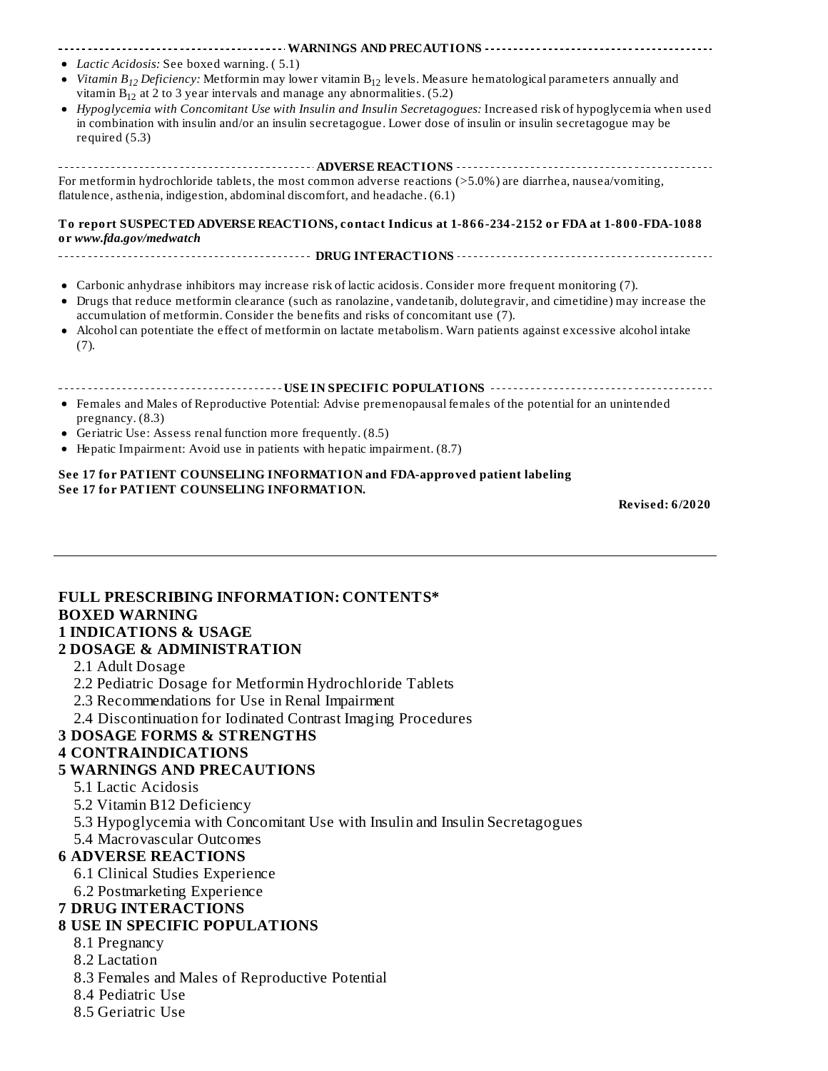## WARNINGS AND PRECAUTIONS

- *Lactic Acidosis:* See boxed warning. ( 5.1)
- *Vitamin $B_{12}$ Deficiency:* Metformin may lower vitamin $B_{12}$ levels. Measure hematological parameters annually and vitamin $B_{12}$ at 2 to 3 year intervals and manage any abnormalities. (5.2)
- *Hypoglycemia with Concomitant Use with Insulin and Insulin Secretagogues:* Increased risk of hypoglycemia when used in combination with insulin and/or an insulin secretagogue. Lower dose of insulin or insulin secretagogue may be required (5.3)

## ADVERSE REACTIONS

For metformin hydrochloride tablets, the most common adverse reactions (>5.0%) are diarrhea, nausea/vomiting, flatulence, asthenia, indigestion, abdominal discomfort, and headache. (6.1)

**To report SUSPECTED ADVERSE REACTIONS, contact Indicus at 1-866-234-2152 or FDA at 1-800-FDA-1088 or *www.fda.gov/medwatch***

## DRUG INTERACTIONS

- Carbonic anhydrase inhibitors may increase risk of lactic acidosis. Consider more frequent monitoring (7).
- Drugs that reduce metformin clearance (such as ranolazine, vandetanib, dolutegravir, and cimetidine) may increase the accumulation of metformin. Consider the benefits and risks of concomitant use (7).
- Alcohol can potentiate the effect of metformin on lactate metabolism. Warn patients against excessive alcohol intake (7).

## USE IN SPECIFIC POPULATIONS

- Females and Males of Reproductive Potential: Advise premenopausal females of the potential for an unintended pregnancy. (8.3)
- Geriatric Use: Assess renal function more frequently. (8.5)
- Hepatic Impairment: Avoid use in patients with hepatic impairment. (8.7)

**See 17 for PATIENT COUNSELING INFORMATION and FDA-approved patient labeling**
**See 17 for PATIENT COUNSELING INFORMATION.**

**Revised: 6/2020**

---

## FULL PRESCRIBING INFORMATION: CONTENTS*

**BOXED WARNING**

**1 INDICATIONS & USAGE**

**2 DOSAGE & ADMINISTRATION**

- 2.1 Adult Dosage
- 2.2 Pediatric Dosage for Metformin Hydrochloride Tablets
- 2.3 Recommendations for Use in Renal Impairment
- 2.4 Discontinuation for Iodinated Contrast Imaging Procedures

**3 DOSAGE FORMS & STRENGTHS**

**4 CONTRAINDICATIONS**

**5 WARNINGS AND PRECAUTIONS**

- 5.1 Lactic Acidosis
- 5.2 Vitamin B12 Deficiency
- 5.3 Hypoglycemia with Concomitant Use with Insulin and Insulin Secretagogues
- 5.4 Macrovascular Outcomes

**6 ADVERSE REACTIONS**

- 6.1 Clinical Studies Experience
- 6.2 Postmarketing Experience

**7 DRUG INTERACTIONS**

**8 USE IN SPECIFIC POPULATIONS**

- 8.1 Pregnancy
- 8.2 Lactation
- 8.3 Females and Males of Reproductive Potential
- 8.4 Pediatric Use
- 8.5 Geriatric Use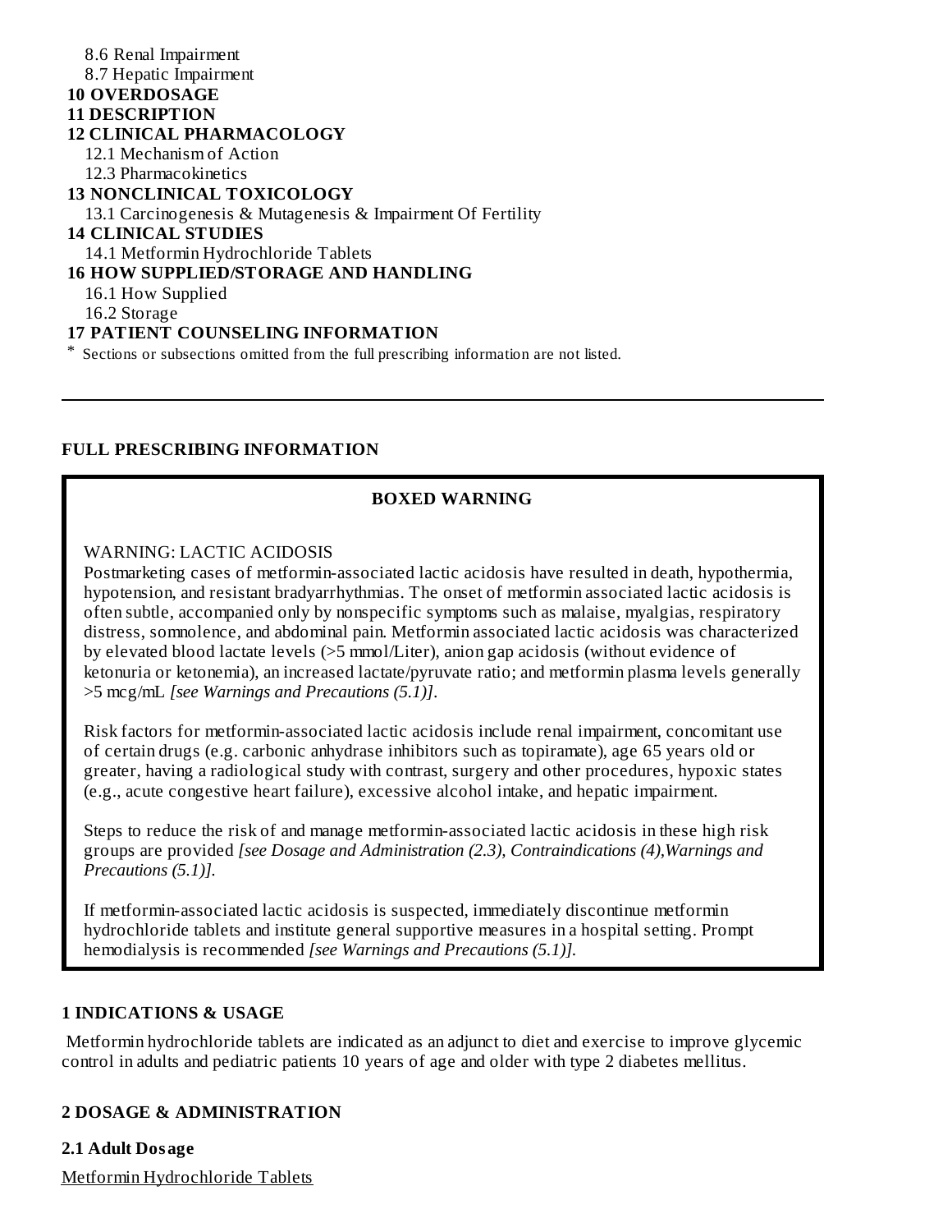8.6 Renal Impairment
8.7 Hepatic Impairment

**10 OVERDOSAGE**

**11 DESCRIPTION**

**12 CLINICAL PHARMACOLOGY**

12.1 Mechanism of Action
12.3 Pharmacokinetics

**13 NONCLINICAL TOXICOLOGY**

13.1 Carcinogenesis & Mutagenesis & Impairment Of Fertility

**14 CLINICAL STUDIES**

14.1 Metformin Hydrochloride Tablets

**16 HOW SUPPLIED/STORAGE AND HANDLING**

16.1 How Supplied
16.2 Storage

**17 PATIENT COUNSELING INFORMATION**

* Sections or subsections omitted from the full prescribing information are not listed.

---

## FULL PRESCRIBING INFORMATION

### BOXED WARNING

WARNING: LACTIC ACIDOSIS

Postmarketing cases of metformin-associated lactic acidosis have resulted in death, hypothermia, hypotension, and resistant bradyarrhythmias. The onset of metformin associated lactic acidosis is often subtle, accompanied only by nonspecific symptoms such as malaise, myalgias, respiratory distress, somnolence, and abdominal pain. Metformin associated lactic acidosis was characterized by elevated blood lactate levels (>5 mmol/Liter), anion gap acidosis (without evidence of ketonuria or ketonemia), an increased lactate/pyruvate ratio; and metformin plasma levels generally >5 mcg/mL *[see Warnings and Precautions (5.1)]*.

Risk factors for metformin-associated lactic acidosis include renal impairment, concomitant use of certain drugs (e.g. carbonic anhydrase inhibitors such as topiramate), age 65 years old or greater, having a radiological study with contrast, surgery and other procedures, hypoxic states (e.g., acute congestive heart failure), excessive alcohol intake, and hepatic impairment.

Steps to reduce the risk of and manage metformin-associated lactic acidosis in these high risk groups are provided *[see Dosage and Administration (2.3), Contraindications (4),Warnings and Precautions (5.1)].*

If metformin-associated lactic acidosis is suspected, immediately discontinue metformin hydrochloride tablets and institute general supportive measures in a hospital setting. Prompt hemodialysis is recommended *[see Warnings and Precautions (5.1)].*

## 1 INDICATIONS & USAGE

Metformin hydrochloride tablets are indicated as an adjunct to diet and exercise to improve glycemic control in adults and pediatric patients 10 years of age and older with type 2 diabetes mellitus.

## 2 DOSAGE & ADMINISTRATION

### 2.1 Adult Dosage

<u>Metformin Hydrochloride Tablets</u>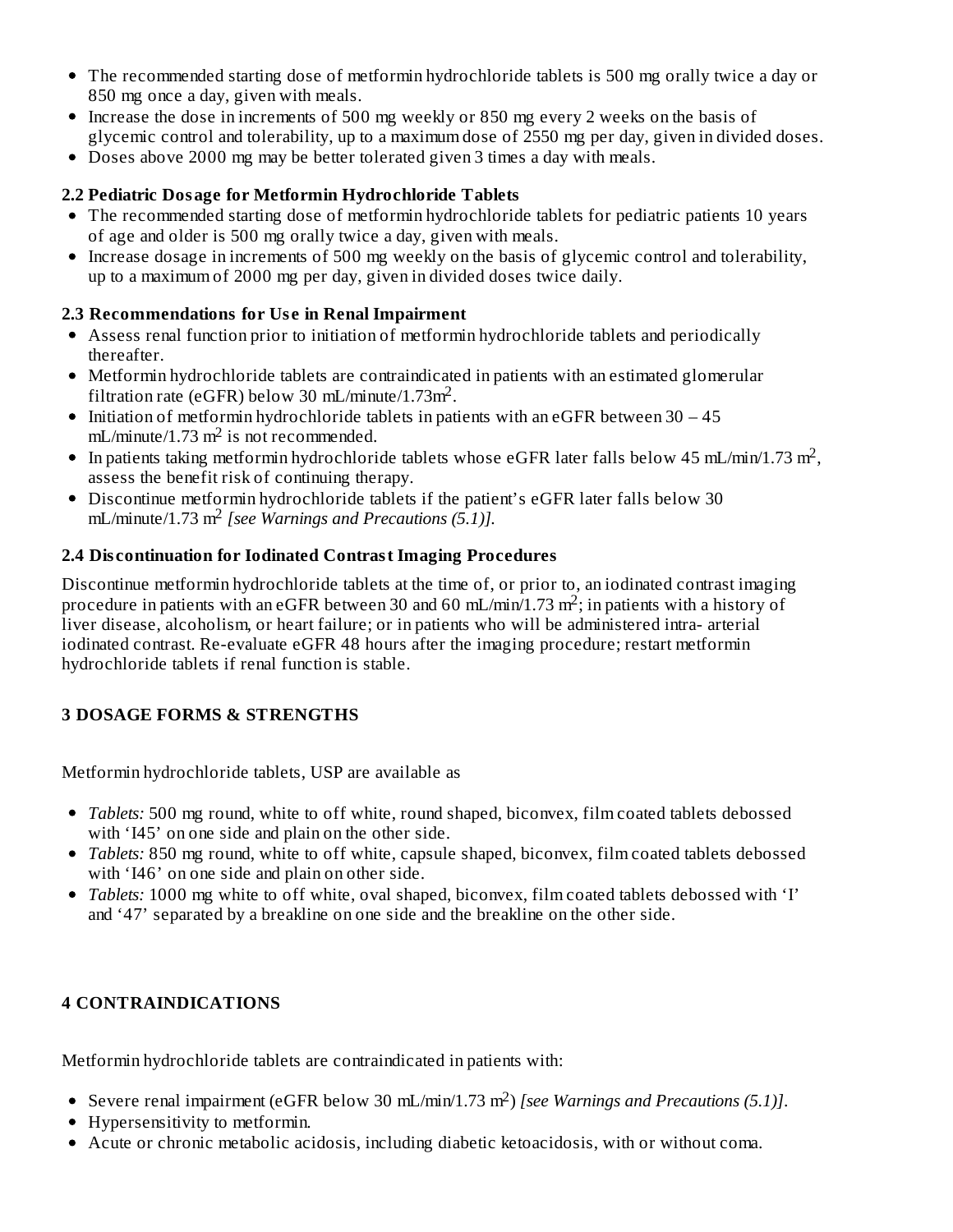- The recommended starting dose of metformin hydrochloride tablets is 500 mg orally twice a day or 850 mg once a day, given with meals.
- Increase the dose in increments of 500 mg weekly or 850 mg every 2 weeks on the basis of glycemic control and tolerability, up to a maximum dose of 2550 mg per day, given in divided doses.
- Doses above 2000 mg may be better tolerated given 3 times a day with meals.

### 2.2 Pediatric Dosage for Metformin Hydrochloride Tablets

- The recommended starting dose of metformin hydrochloride tablets for pediatric patients 10 years of age and older is 500 mg orally twice a day, given with meals.
- Increase dosage in increments of 500 mg weekly on the basis of glycemic control and tolerability, up to a maximum of 2000 mg per day, given in divided doses twice daily.

### 2.3 Recommendations for Use in Renal Impairment

- Assess renal function prior to initiation of metformin hydrochloride tablets and periodically thereafter.
- Metformin hydrochloride tablets are contraindicated in patients with an estimated glomerular filtration rate (eGFR) below 30 mL/minute/1.73m$^2$.
- Initiation of metformin hydrochloride tablets in patients with an eGFR between 30 – 45 mL/minute/1.73 m$^2$ is not recommended.
- In patients taking metformin hydrochloride tablets whose eGFR later falls below 45 mL/min/1.73 m$^2$, assess the benefit risk of continuing therapy.
- Discontinue metformin hydrochloride tablets if the patient's eGFR later falls below 30 mL/minute/1.73 m$^2$ *[see Warnings and Precautions (5.1)].*

### 2.4 Discontinuation for Iodinated Contrast Imaging Procedures

Discontinue metformin hydrochloride tablets at the time of, or prior to, an iodinated contrast imaging procedure in patients with an eGFR between 30 and 60 mL/min/1.73 m$^2$; in patients with a history of liver disease, alcoholism, or heart failure; or in patients who will be administered intra- arterial iodinated contrast. Re-evaluate eGFR 48 hours after the imaging procedure; restart metformin hydrochloride tablets if renal function is stable.

## 3 DOSAGE FORMS & STRENGTHS

Metformin hydrochloride tablets, USP are available as

- *Tablets:* 500 mg round, white to off white, round shaped, biconvex, film coated tablets debossed with 'I45' on one side and plain on the other side.
- *Tablets:* 850 mg round, white to off white, capsule shaped, biconvex, film coated tablets debossed with 'I46' on one side and plain on other side.
- *Tablets:* 1000 mg white to off white, oval shaped, biconvex, film coated tablets debossed with 'I' and '47' separated by a breakline on one side and the breakline on the other side.

## 4 CONTRAINDICATIONS

Metformin hydrochloride tablets are contraindicated in patients with:

- Severe renal impairment (eGFR below 30 mL/min/1.73 m$^2$) *[see Warnings and Precautions (5.1)]*.
- Hypersensitivity to metformin.
- Acute or chronic metabolic acidosis, including diabetic ketoacidosis, with or without coma.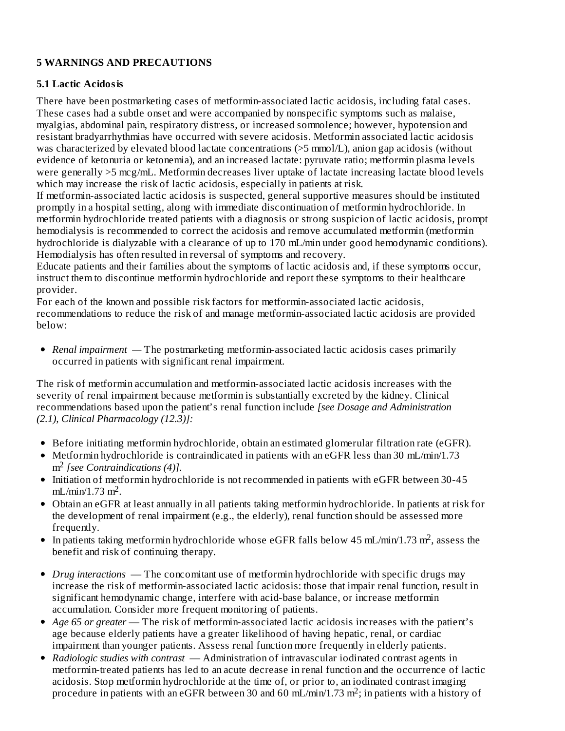## 5 WARNINGS AND PRECAUTIONS

### 5.1 Lactic Acidosis

There have been postmarketing cases of metformin-associated lactic acidosis, including fatal cases. These cases had a subtle onset and were accompanied by nonspecific symptoms such as malaise, myalgias, abdominal pain, respiratory distress, or increased somnolence; however, hypotension and resistant bradyarrhythmias have occurred with severe acidosis. Metformin associated lactic acidosis was characterized by elevated blood lactate concentrations (>5 mmol/L), anion gap acidosis (without evidence of ketonuria or ketonemia), and an increased lactate: pyruvate ratio; metformin plasma levels were generally >5 mcg/mL. Metformin decreases liver uptake of lactate increasing lactate blood levels which may increase the risk of lactic acidosis, especially in patients at risk.

If metformin-associated lactic acidosis is suspected, general supportive measures should be instituted promptly in a hospital setting, along with immediate discontinuation of metformin hydrochloride. In metformin hydrochloride treated patients with a diagnosis or strong suspicion of lactic acidosis, prompt hemodialysis is recommended to correct the acidosis and remove accumulated metformin (metformin hydrochloride is dialyzable with a clearance of up to 170 mL/min under good hemodynamic conditions). Hemodialysis has often resulted in reversal of symptoms and recovery.

Educate patients and their families about the symptoms of lactic acidosis and, if these symptoms occur, instruct them to discontinue metformin hydrochloride and report these symptoms to their healthcare provider.

For each of the known and possible risk factors for metformin-associated lactic acidosis, recommendations to reduce the risk of and manage metformin-associated lactic acidosis are provided below:

- *Renal impairment* — The postmarketing metformin-associated lactic acidosis cases primarily occurred in patients with significant renal impairment.

The risk of metformin accumulation and metformin-associated lactic acidosis increases with the severity of renal impairment because metformin is substantially excreted by the kidney. Clinical recommendations based upon the patient's renal function include *[see Dosage and Administration (2.1), Clinical Pharmacology (12.3)]:*

- Before initiating metformin hydrochloride, obtain an estimated glomerular filtration rate (eGFR).
- Metformin hydrochloride is contraindicated in patients with an eGFR less than 30 mL/min/1.73 $m^2$ *[see Contraindications (4)]*.
- Initiation of metformin hydrochloride is not recommended in patients with eGFR between 30-45 mL/min/1.73 $m^2$.
- Obtain an eGFR at least annually in all patients taking metformin hydrochloride. In patients at risk for the development of renal impairment (e.g., the elderly), renal function should be assessed more frequently.
- In patients taking metformin hydrochloride whose eGFR falls below 45 mL/min/1.73 $m^2$, assess the benefit and risk of continuing therapy.

- *Drug interactions* — The concomitant use of metformin hydrochloride with specific drugs may increase the risk of metformin-associated lactic acidosis: those that impair renal function, result in significant hemodynamic change, interfere with acid-base balance, or increase metformin accumulation. Consider more frequent monitoring of patients.
- *Age 65 or greater* — The risk of metformin-associated lactic acidosis increases with the patient's age because elderly patients have a greater likelihood of having hepatic, renal, or cardiac impairment than younger patients. Assess renal function more frequently in elderly patients.
- *Radiologic studies with contrast* — Administration of intravascular iodinated contrast agents in metformin-treated patients has led to an acute decrease in renal function and the occurrence of lactic acidosis. Stop metformin hydrochloride at the time of, or prior to, an iodinated contrast imaging procedure in patients with an eGFR between 30 and 60 mL/min/1.73 $m^2$; in patients with a history of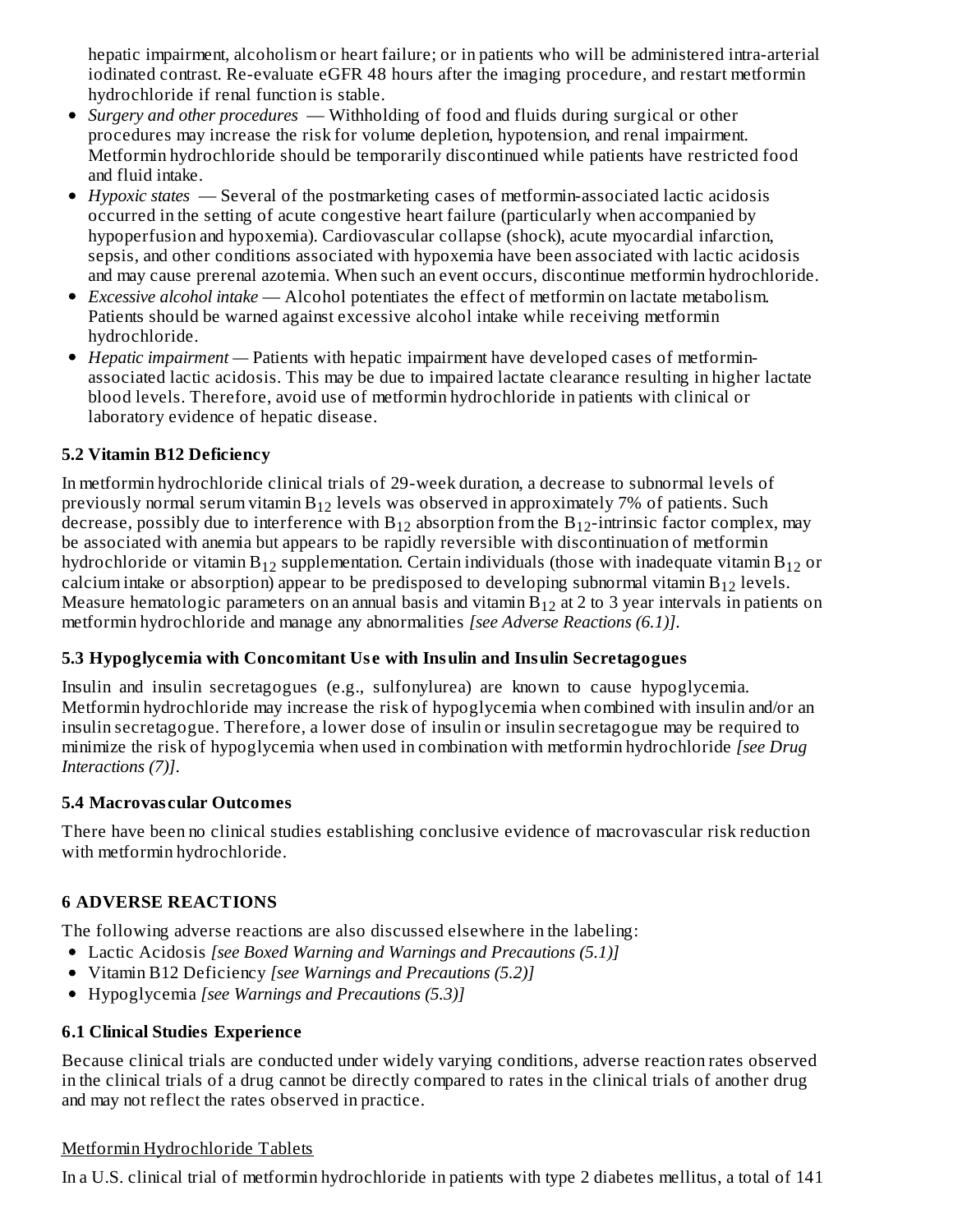hepatic impairment, alcoholism or heart failure; or in patients who will be administered intra-arterial iodinated contrast. Re-evaluate eGFR 48 hours after the imaging procedure, and restart metformin hydrochloride if renal function is stable.

- *Surgery and other procedures* — Withholding of food and fluids during surgical or other procedures may increase the risk for volume depletion, hypotension, and renal impairment. Metformin hydrochloride should be temporarily discontinued while patients have restricted food and fluid intake.
- *Hypoxic states* — Several of the postmarketing cases of metformin-associated lactic acidosis occurred in the setting of acute congestive heart failure (particularly when accompanied by hypoperfusion and hypoxemia). Cardiovascular collapse (shock), acute myocardial infarction, sepsis, and other conditions associated with hypoxemia have been associated with lactic acidosis and may cause prerenal azotemia. When such an event occurs, discontinue metformin hydrochloride.
- *Excessive alcohol intake* — Alcohol potentiates the effect of metformin on lactate metabolism. Patients should be warned against excessive alcohol intake while receiving metformin hydrochloride.
- *Hepatic impairment* — Patients with hepatic impairment have developed cases of metformin-associated lactic acidosis. This may be due to impaired lactate clearance resulting in higher lactate blood levels. Therefore, avoid use of metformin hydrochloride in patients with clinical or laboratory evidence of hepatic disease.

### 5.2 Vitamin B12 Deficiency

In metformin hydrochloride clinical trials of 29-week duration, a decrease to subnormal levels of previously normal serum vitamin $B_{12}$ levels was observed in approximately 7% of patients. Such decrease, possibly due to interference with $B_{12}$ absorption from the $B_{12}$-intrinsic factor complex, may be associated with anemia but appears to be rapidly reversible with discontinuation of metformin hydrochloride or vitamin $B_{12}$ supplementation. Certain individuals (those with inadequate vitamin $B_{12}$ or calcium intake or absorption) appear to be predisposed to developing subnormal vitamin $B_{12}$ levels. Measure hematologic parameters on an annual basis and vitamin $B_{12}$ at 2 to 3 year intervals in patients on metformin hydrochloride and manage any abnormalities *[see Adverse Reactions (6.1)]*.

### 5.3 Hypoglycemia with Concomitant Use with Insulin and Insulin Secretagogues

Insulin and insulin secretagogues (e.g., sulfonylurea) are known to cause hypoglycemia. Metformin hydrochloride may increase the risk of hypoglycemia when combined with insulin and/or an insulin secretagogue. Therefore, a lower dose of insulin or insulin secretagogue may be required to minimize the risk of hypoglycemia when used in combination with metformin hydrochloride *[see Drug Interactions (7)]*.

### 5.4 Macrovascular Outcomes

There have been no clinical studies establishing conclusive evidence of macrovascular risk reduction with metformin hydrochloride.

## 6 ADVERSE REACTIONS

The following adverse reactions are also discussed elsewhere in the labeling:

- Lactic Acidosis *[see Boxed Warning and Warnings and Precautions (5.1)]*
- Vitamin B12 Deficiency *[see Warnings and Precautions (5.2)]*
- Hypoglycemia *[see Warnings and Precautions (5.3)]*

### 6.1 Clinical Studies Experience

Because clinical trials are conducted under widely varying conditions, adverse reaction rates observed in the clinical trials of a drug cannot be directly compared to rates in the clinical trials of another drug and may not reflect the rates observed in practice.

<u>Metformin Hydrochloride Tablets</u>

In a U.S. clinical trial of metformin hydrochloride in patients with type 2 diabetes mellitus, a total of 141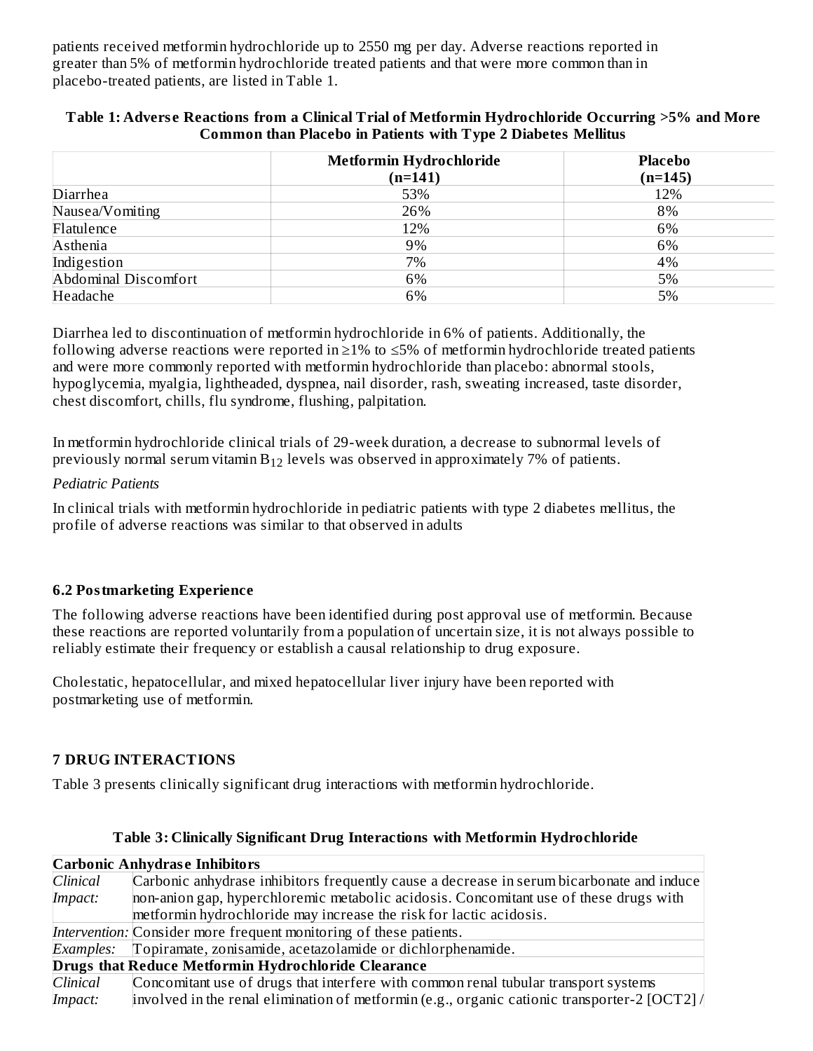patients received metformin hydrochloride up to 2550 mg per day. Adverse reactions reported in greater than 5% of metformin hydrochloride treated patients and that were more common than in placebo-treated patients, are listed in Table 1.

**Table 1: Adverse Reactions from a Clinical Trial of Metformin Hydrochloride Occurring >5% and More Common than Placebo in Patients with Type 2 Diabetes Mellitus**

| | Metformin Hydrochloride (n=141) | Placebo (n=145) |
|---|---|---|
| Diarrhea | 53% | 12% |
| Nausea/Vomiting | 26% | 8% |
| Flatulence | 12% | 6% |
| Asthenia | 9% | 6% |
| Indigestion | 7% | 4% |
| Abdominal Discomfort | 6% | 5% |
| Headache | 6% | 5% |

Diarrhea led to discontinuation of metformin hydrochloride in 6% of patients. Additionally, the following adverse reactions were reported in ≥1% to ≤5% of metformin hydrochloride treated patients and were more commonly reported with metformin hydrochloride than placebo: abnormal stools, hypoglycemia, myalgia, lightheaded, dyspnea, nail disorder, rash, sweating increased, taste disorder, chest discomfort, chills, flu syndrome, flushing, palpitation.

In metformin hydrochloride clinical trials of 29-week duration, a decrease to subnormal levels of previously normal serum vitamin $B_{12}$ levels was observed in approximately 7% of patients.

*Pediatric Patients*

In clinical trials with metformin hydrochloride in pediatric patients with type 2 diabetes mellitus, the profile of adverse reactions was similar to that observed in adults

### 6.2 Postmarketing Experience

The following adverse reactions have been identified during post approval use of metformin. Because these reactions are reported voluntarily from a population of uncertain size, it is not always possible to reliably estimate their frequency or establish a causal relationship to drug exposure.

Cholestatic, hepatocellular, and mixed hepatocellular liver injury have been reported with postmarketing use of metformin.

## 7 DRUG INTERACTIONS

Table 3 presents clinically significant drug interactions with metformin hydrochloride.

**Table 3: Clinically Significant Drug Interactions with Metformin Hydrochloride**

| | |
|---|---|
| **Carbonic Anhydrase Inhibitors** | |
| *Clinical Impact:* | Carbonic anhydrase inhibitors frequently cause a decrease in serum bicarbonate and induce non-anion gap, hyperchloremic metabolic acidosis. Concomitant use of these drugs with metformin hydrochloride may increase the risk for lactic acidosis. |
| *Intervention:* | Consider more frequent monitoring of these patients. |
| *Examples:* | Topiramate, zonisamide, acetazolamide or dichlorphenamide. |
| **Drugs that Reduce Metformin Hydrochloride Clearance** | |
| *Clinical Impact:* | Concomitant use of drugs that interfere with common renal tubular transport systems involved in the renal elimination of metformin (e.g., organic cationic transporter-2 [OCT2] / |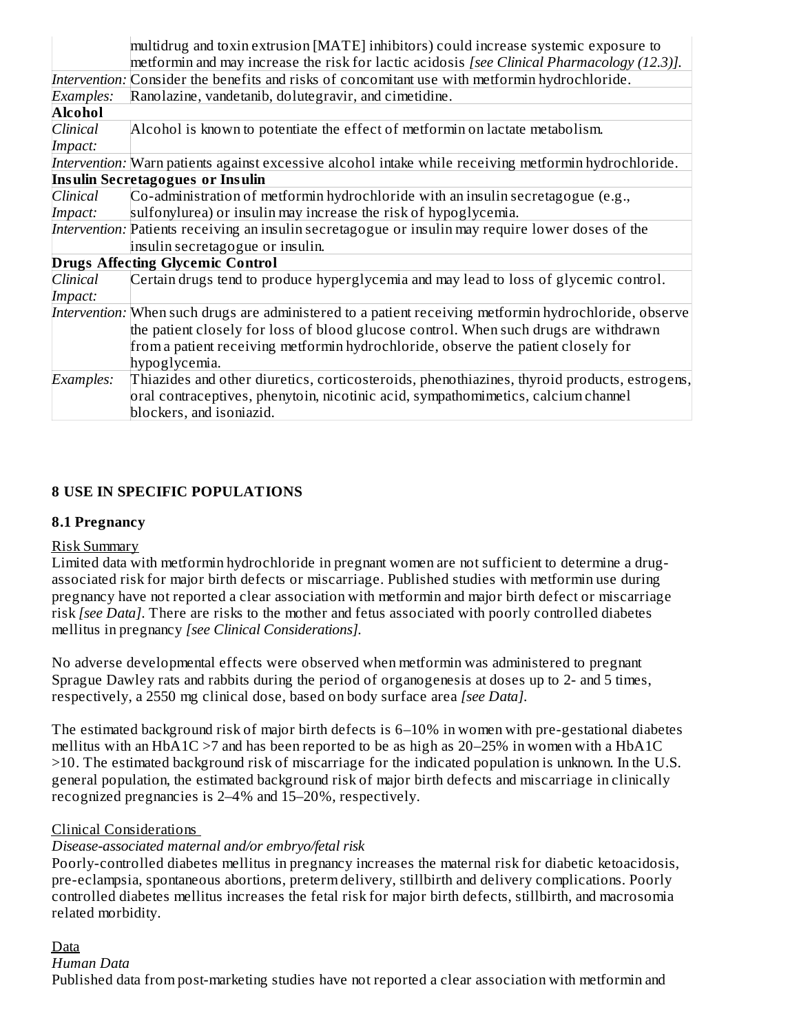| | |
|---|---|
| | multidrug and toxin extrusion [MATE] inhibitors) could increase systemic exposure to metformin and may increase the risk for lactic acidosis *[see Clinical Pharmacology (12.3)]*. |
| *Intervention:* | Consider the benefits and risks of concomitant use with metformin hydrochloride. |
| *Examples:* | Ranolazine, vandetanib, dolutegravir, and cimetidine. |
| **Alcohol** | |
| *Clinical Impact:* | Alcohol is known to potentiate the effect of metformin on lactate metabolism. |
| *Intervention:* | Warn patients against excessive alcohol intake while receiving metformin hydrochloride. |
| **Insulin Secretagogues or Insulin** | |
| *Clinical Impact:* | Co-administration of metformin hydrochloride with an insulin secretagogue (e.g., sulfonylurea) or insulin may increase the risk of hypoglycemia. |
| *Intervention:* | Patients receiving an insulin secretagogue or insulin may require lower doses of the insulin secretagogue or insulin. |
| **Drugs Affecting Glycemic Control** | |
| *Clinical Impact:* | Certain drugs tend to produce hyperglycemia and may lead to loss of glycemic control. |
| *Intervention:* | When such drugs are administered to a patient receiving metformin hydrochloride, observe the patient closely for loss of blood glucose control. When such drugs are withdrawn from a patient receiving metformin hydrochloride, observe the patient closely for hypoglycemia. |
| *Examples:* | Thiazides and other diuretics, corticosteroids, phenothiazines, thyroid products, estrogens, oral contraceptives, phenytoin, nicotinic acid, sympathomimetics, calcium channel blockers, and isoniazid. |

## 8 USE IN SPECIFIC POPULATIONS

### 8.1 Pregnancy

Risk Summary

Limited data with metformin hydrochloride in pregnant women are not sufficient to determine a drug-associated risk for major birth defects or miscarriage. Published studies with metformin use during pregnancy have not reported a clear association with metformin and major birth defect or miscarriage risk *[see Data]*. There are risks to the mother and fetus associated with poorly controlled diabetes mellitus in pregnancy *[see Clinical Considerations]*.

No adverse developmental effects were observed when metformin was administered to pregnant Sprague Dawley rats and rabbits during the period of organogenesis at doses up to 2- and 5 times, respectively, a 2550 mg clinical dose, based on body surface area *[see Data]*.

The estimated background risk of major birth defects is 6–10% in women with pre-gestational diabetes mellitus with an HbA1C >7 and has been reported to be as high as 20–25% in women with a HbA1C >10. The estimated background risk of miscarriage for the indicated population is unknown. In the U.S. general population, the estimated background risk of major birth defects and miscarriage in clinically recognized pregnancies is 2–4% and 15–20%, respectively.

Clinical Considerations

*Disease-associated maternal and/or embryo/fetal risk*

Poorly-controlled diabetes mellitus in pregnancy increases the maternal risk for diabetic ketoacidosis, pre-eclampsia, spontaneous abortions, preterm delivery, stillbirth and delivery complications. Poorly controlled diabetes mellitus increases the fetal risk for major birth defects, stillbirth, and macrosomia related morbidity.

Data

*Human Data*

Published data from post-marketing studies have not reported a clear association with metformin and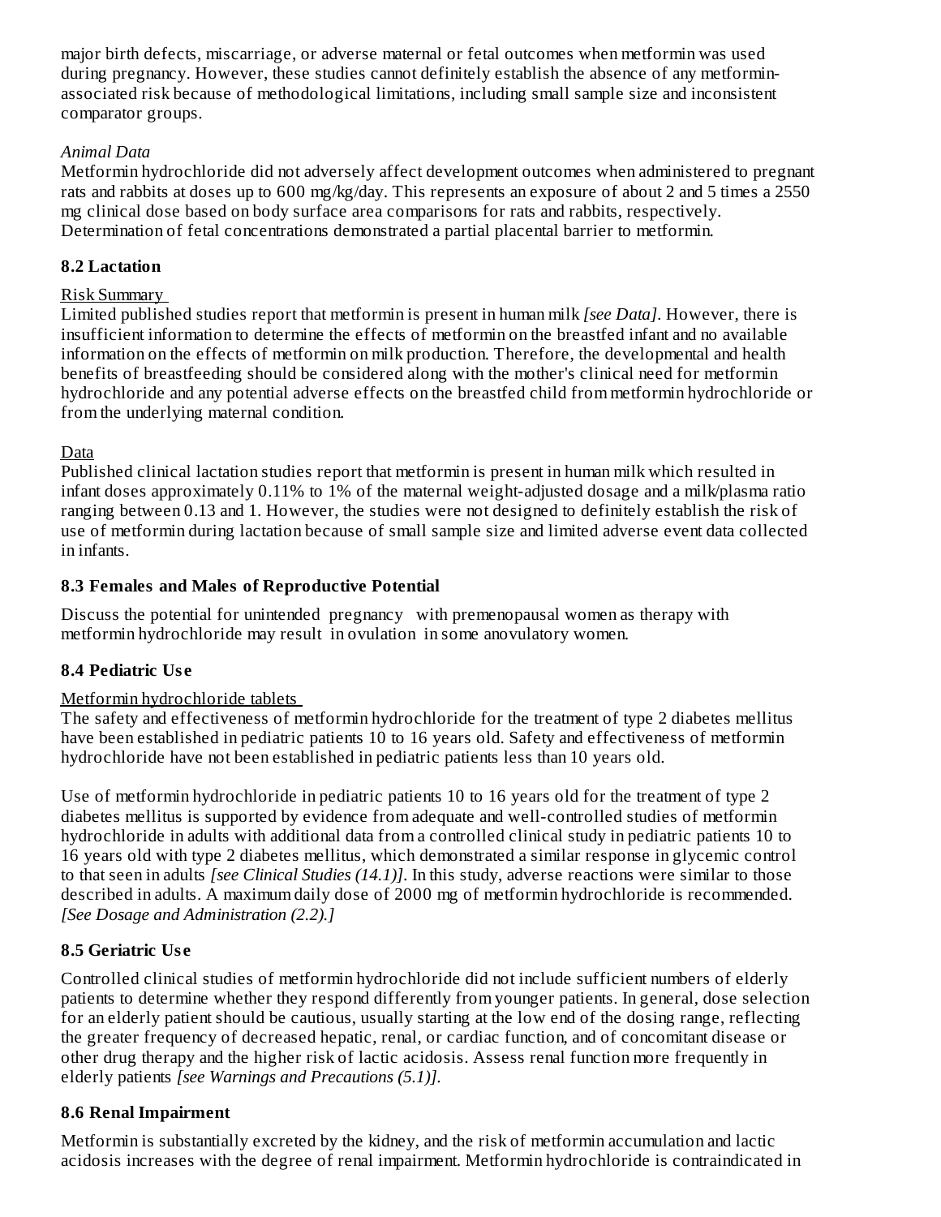major birth defects, miscarriage, or adverse maternal or fetal outcomes when metformin was used during pregnancy. However, these studies cannot definitely establish the absence of any metformin-associated risk because of methodological limitations, including small sample size and inconsistent comparator groups.

*Animal Data*

Metformin hydrochloride did not adversely affect development outcomes when administered to pregnant rats and rabbits at doses up to 600 mg/kg/day. This represents an exposure of about 2 and 5 times a 2550 mg clinical dose based on body surface area comparisons for rats and rabbits, respectively. Determination of fetal concentrations demonstrated a partial placental barrier to metformin.

### 8.2 Lactation

Risk Summary

Limited published studies report that metformin is present in human milk *[see Data]*. However, there is insufficient information to determine the effects of metformin on the breastfed infant and no available information on the effects of metformin on milk production. Therefore, the developmental and health benefits of breastfeeding should be considered along with the mother's clinical need for metformin hydrochloride and any potential adverse effects on the breastfed child from metformin hydrochloride or from the underlying maternal condition.

Data

Published clinical lactation studies report that metformin is present in human milk which resulted in infant doses approximately 0.11% to 1% of the maternal weight-adjusted dosage and a milk/plasma ratio ranging between 0.13 and 1. However, the studies were not designed to definitely establish the risk of use of metformin during lactation because of small sample size and limited adverse event data collected in infants.

### 8.3 Females and Males of Reproductive Potential

Discuss the potential for unintended pregnancy with premenopausal women as therapy with metformin hydrochloride may result in ovulation in some anovulatory women.

### 8.4 Pediatric Use

Metformin hydrochloride tablets

The safety and effectiveness of metformin hydrochloride for the treatment of type 2 diabetes mellitus have been established in pediatric patients 10 to 16 years old. Safety and effectiveness of metformin hydrochloride have not been established in pediatric patients less than 10 years old.

Use of metformin hydrochloride in pediatric patients 10 to 16 years old for the treatment of type 2 diabetes mellitus is supported by evidence from adequate and well-controlled studies of metformin hydrochloride in adults with additional data from a controlled clinical study in pediatric patients 10 to 16 years old with type 2 diabetes mellitus, which demonstrated a similar response in glycemic control to that seen in adults *[see Clinical Studies (14.1)]*. In this study, adverse reactions were similar to those described in adults. A maximum daily dose of 2000 mg of metformin hydrochloride is recommended. *[See Dosage and Administration (2.2).]*

### 8.5 Geriatric Use

Controlled clinical studies of metformin hydrochloride did not include sufficient numbers of elderly patients to determine whether they respond differently from younger patients. In general, dose selection for an elderly patient should be cautious, usually starting at the low end of the dosing range, reflecting the greater frequency of decreased hepatic, renal, or cardiac function, and of concomitant disease or other drug therapy and the higher risk of lactic acidosis. Assess renal function more frequently in elderly patients *[see Warnings and Precautions (5.1)]*.

### 8.6 Renal Impairment

Metformin is substantially excreted by the kidney, and the risk of metformin accumulation and lactic acidosis increases with the degree of renal impairment. Metformin hydrochloride is contraindicated in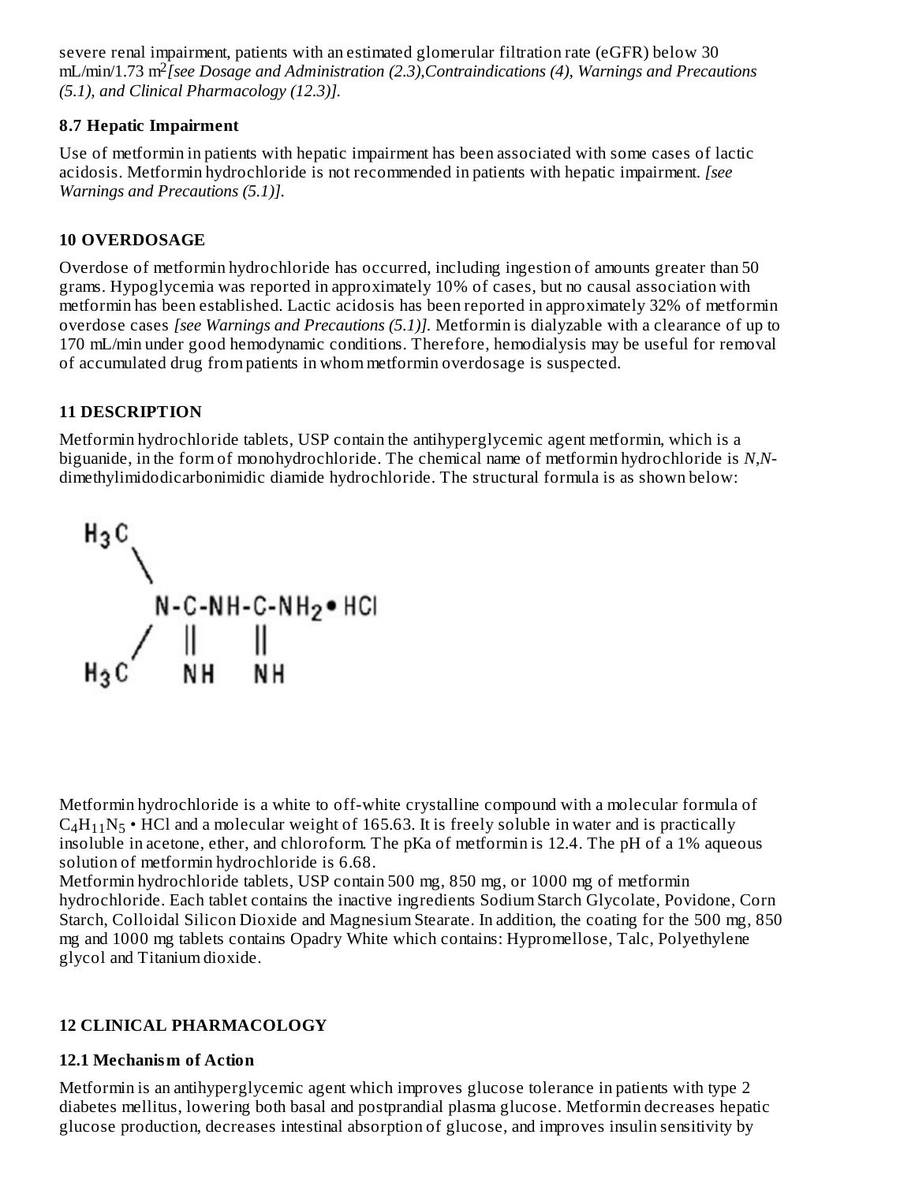severe renal impairment, patients with an estimated glomerular filtration rate (eGFR) below 30 mL/min/1.73 $m^2$ *[see Dosage and Administration (2.3),Contraindications (4), Warnings and Precautions (5.1), and Clinical Pharmacology (12.3)].*

### 8.7 Hepatic Impairment

Use of metformin in patients with hepatic impairment has been associated with some cases of lactic acidosis. Metformin hydrochloride is not recommended in patients with hepatic impairment. *[see Warnings and Precautions (5.1)].*

## 10 OVERDOSAGE

Overdose of metformin hydrochloride has occurred, including ingestion of amounts greater than 50 grams. Hypoglycemia was reported in approximately 10% of cases, but no causal association with metformin has been established. Lactic acidosis has been reported in approximately 32% of metformin overdose cases *[see Warnings and Precautions (5.1)].* Metformin is dialyzable with a clearance of up to 170 mL/min under good hemodynamic conditions. Therefore, hemodialysis may be useful for removal of accumulated drug from patients in whom metformin overdosage is suspected.

## 11 DESCRIPTION

Metformin hydrochloride tablets, USP contain the antihyperglycemic agent metformin, which is a biguanide, in the form of monohydrochloride. The chemical name of metformin hydrochloride is *N,N*-dimethylimidodicarbonimidic diamide hydrochloride. The structural formula is as shown below:

```
H3C
   \
    N-C-NH-C-NH2• HCl
   /  ||    ||
H3C   NH    NH
```

Metformin hydrochloride is a white to off-white crystalline compound with a molecular formula of $C_4H_{11}N_5 \cdot HCl$ and a molecular weight of 165.63. It is freely soluble in water and is practically insoluble in acetone, ether, and chloroform. The pKa of metformin is 12.4. The pH of a 1% aqueous solution of metformin hydrochloride is 6.68.
Metformin hydrochloride tablets, USP contain 500 mg, 850 mg, or 1000 mg of metformin hydrochloride. Each tablet contains the inactive ingredients Sodium Starch Glycolate, Povidone, Corn Starch, Colloidal Silicon Dioxide and Magnesium Stearate. In addition, the coating for the 500 mg, 850 mg and 1000 mg tablets contains Opadry White which contains: Hypromellose, Talc, Polyethylene glycol and Titanium dioxide.

## 12 CLINICAL PHARMACOLOGY

### 12.1 Mechanism of Action

Metformin is an antihyperglycemic agent which improves glucose tolerance in patients with type 2 diabetes mellitus, lowering both basal and postprandial plasma glucose. Metformin decreases hepatic glucose production, decreases intestinal absorption of glucose, and improves insulin sensitivity by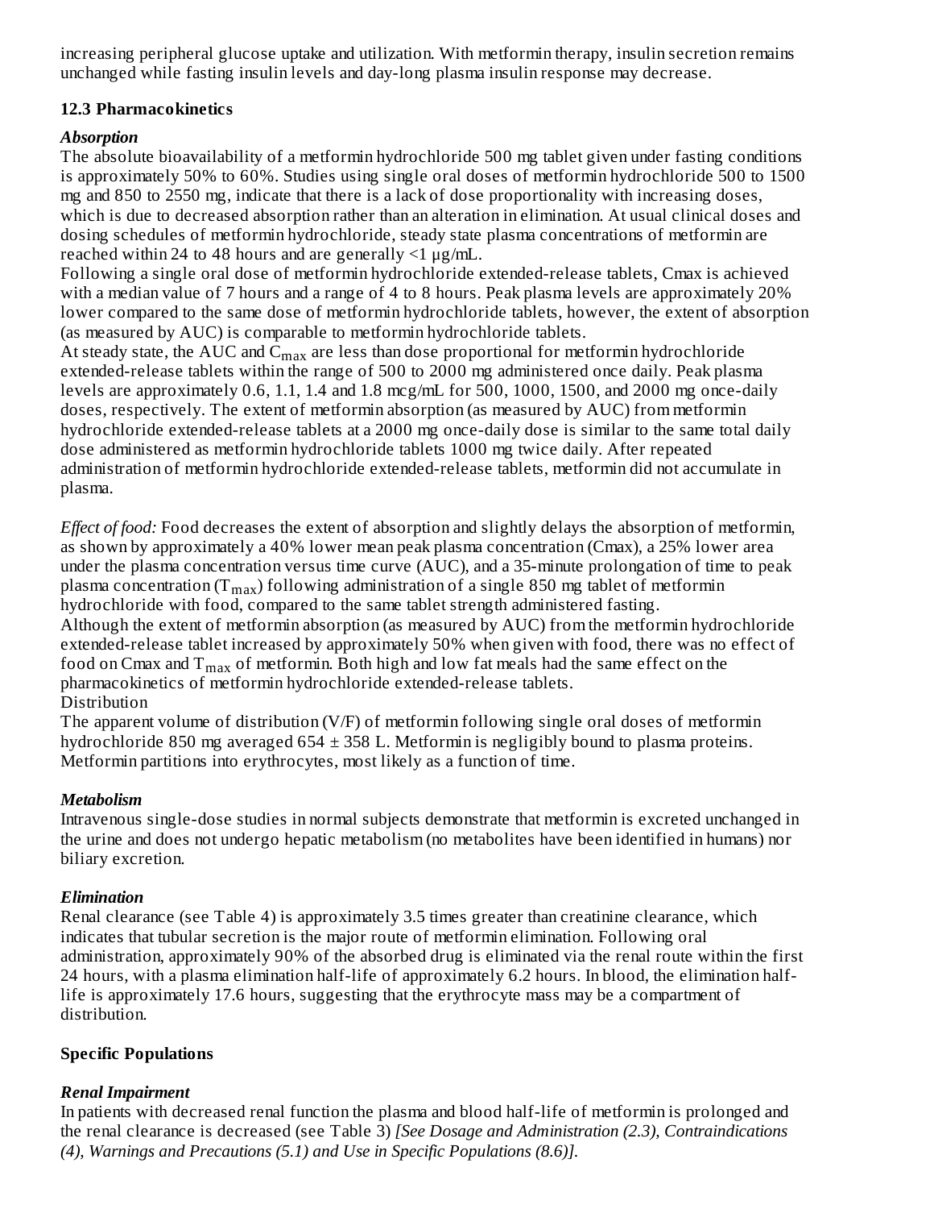increasing peripheral glucose uptake and utilization. With metformin therapy, insulin secretion remains unchanged while fasting insulin levels and day-long plasma insulin response may decrease.

### 12.3 Pharmacokinetics

***Absorption***

The absolute bioavailability of a metformin hydrochloride 500 mg tablet given under fasting conditions is approximately 50% to 60%. Studies using single oral doses of metformin hydrochloride 500 to 1500 mg and 850 to 2550 mg, indicate that there is a lack of dose proportionality with increasing doses, which is due to decreased absorption rather than an alteration in elimination. At usual clinical doses and dosing schedules of metformin hydrochloride, steady state plasma concentrations of metformin are reached within 24 to 48 hours and are generally <1 µg/mL.

Following a single oral dose of metformin hydrochloride extended-release tablets, Cmax is achieved with a median value of 7 hours and a range of 4 to 8 hours. Peak plasma levels are approximately 20% lower compared to the same dose of metformin hydrochloride tablets, however, the extent of absorption (as measured by AUC) is comparable to metformin hydrochloride tablets.

At steady state, the AUC and $C_{max}$ are less than dose proportional for metformin hydrochloride extended-release tablets within the range of 500 to 2000 mg administered once daily. Peak plasma levels are approximately 0.6, 1.1, 1.4 and 1.8 mcg/mL for 500, 1000, 1500, and 2000 mg once-daily doses, respectively. The extent of metformin absorption (as measured by AUC) from metformin hydrochloride extended-release tablets at a 2000 mg once-daily dose is similar to the same total daily dose administered as metformin hydrochloride tablets 1000 mg twice daily. After repeated administration of metformin hydrochloride extended-release tablets, metformin did not accumulate in plasma.

*Effect of food:* Food decreases the extent of absorption and slightly delays the absorption of metformin, as shown by approximately a 40% lower mean peak plasma concentration (Cmax), a 25% lower area under the plasma concentration versus time curve (AUC), and a 35-minute prolongation of time to peak plasma concentration ($T_{max}$) following administration of a single 850 mg tablet of metformin hydrochloride with food, compared to the same tablet strength administered fasting.

Although the extent of metformin absorption (as measured by AUC) from the metformin hydrochloride extended-release tablet increased by approximately 50% when given with food, there was no effect of food on Cmax and $T_{max}$ of metformin. Both high and low fat meals had the same effect on the pharmacokinetics of metformin hydrochloride extended-release tablets.

Distribution

The apparent volume of distribution (V/F) of metformin following single oral doses of metformin hydrochloride 850 mg averaged 654 ± 358 L. Metformin is negligibly bound to plasma proteins. Metformin partitions into erythrocytes, most likely as a function of time.

***Metabolism***

Intravenous single-dose studies in normal subjects demonstrate that metformin is excreted unchanged in the urine and does not undergo hepatic metabolism (no metabolites have been identified in humans) nor biliary excretion.

***Elimination***

Renal clearance (see Table 4) is approximately 3.5 times greater than creatinine clearance, which indicates that tubular secretion is the major route of metformin elimination. Following oral administration, approximately 90% of the absorbed drug is eliminated via the renal route within the first 24 hours, with a plasma elimination half-life of approximately 6.2 hours. In blood, the elimination half-life is approximately 17.6 hours, suggesting that the erythrocyte mass may be a compartment of distribution.

### Specific Populations

***Renal Impairment***

In patients with decreased renal function the plasma and blood half-life of metformin is prolonged and the renal clearance is decreased (see Table 3) *[See Dosage and Administration (2.3), Contraindications (4), Warnings and Precautions (5.1) and Use in Specific Populations (8.6)].*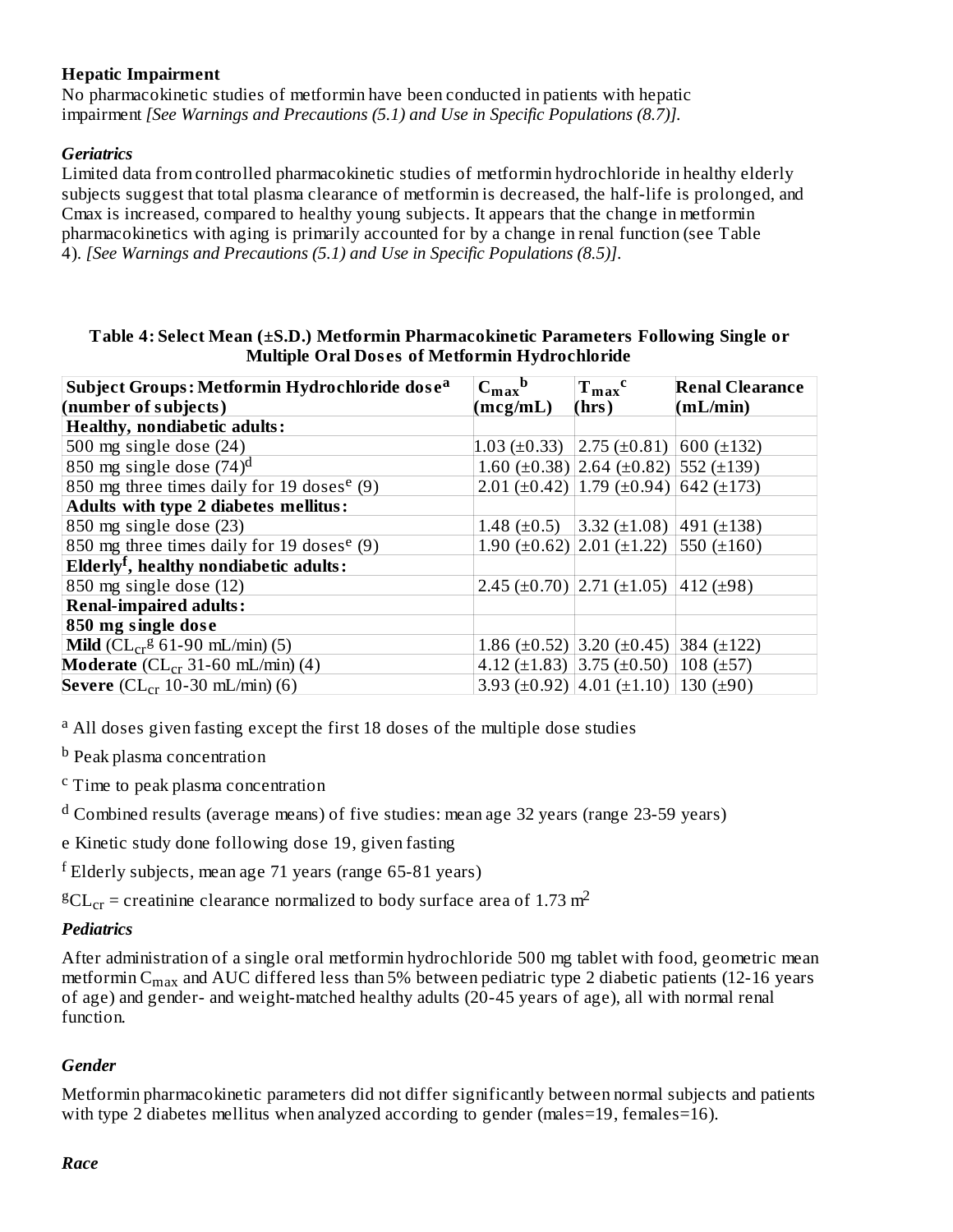**Hepatic Impairment**

No pharmacokinetic studies of metformin have been conducted in patients with hepatic impairment *[See Warnings and Precautions (5.1) and Use in Specific Populations (8.7)]*.

***Geriatrics***

Limited data from controlled pharmacokinetic studies of metformin hydrochloride in healthy elderly subjects suggest that total plasma clearance of metformin is decreased, the half-life is prolonged, and Cmax is increased, compared to healthy young subjects. It appears that the change in metformin pharmacokinetics with aging is primarily accounted for by a change in renal function (see Table 4). *[See Warnings and Precautions (5.1) and Use in Specific Populations (8.5)]*.

**Table 4: Select Mean (±S.D.) Metformin Pharmacokinetic Parameters Following Single or Multiple Oral Doses of Metformin Hydrochloride**

| Subject Groups: Metformin Hydrochloride dose[a] (number of subjects) | $C_{max}$[b] (mcg/mL) | $T_{max}$[c] (hrs) | Renal Clearance (mL/min) |
|---|---|---|---|
| **Healthy, nondiabetic adults:** | | | |
| 500 mg single dose (24) | 1.03 (±0.33) | 2.75 (±0.81) | 600 (±132) |
| 850 mg single dose (74)[d] | 1.60 (±0.38) | 2.64 (±0.82) | 552 (±139) |
| 850 mg three times daily for 19 doses[e] (9) | 2.01 (±0.42) | 1.79 (±0.94) | 642 (±173) |
| **Adults with type 2 diabetes mellitus:** | | | |
| 850 mg single dose (23) | 1.48 (±0.5) | 3.32 (±1.08) | 491 (±138) |
| 850 mg three times daily for 19 doses[e] (9) | 1.90 (±0.62) | 2.01 (±1.22) | 550 (±160) |
| **Elderly[f], healthy nondiabetic adults:** | | | |
| 850 mg single dose (12) | 2.45 (±0.70) | 2.71 (±1.05) | 412 (±98) |
| **Renal-impaired adults:** | | | |
| **850 mg single dose** | | | |
| **Mild** ($CL_{cr}$[g] 61-90 mL/min) (5) | 1.86 (±0.52) | 3.20 (±0.45) | 384 (±122) |
| **Moderate** ($CL_{cr}$ 31-60 mL/min) (4) | 4.12 (±1.83) | 3.75 (±0.50) | 108 (±57) |
| **Severe** ($CL_{cr}$ 10-30 mL/min) (6) | 3.93 (±0.92) | 4.01 (±1.10) | 130 (±90) |

[a] All doses given fasting except the first 18 doses of the multiple dose studies

[b] Peak plasma concentration

[c] Time to peak plasma concentration

[d] Combined results (average means) of five studies: mean age 32 years (range 23-59 years)

e Kinetic study done following dose 19, given fasting

[f] Elderly subjects, mean age 71 years (range 65-81 years)

[g]$CL_{cr}$ = creatinine clearance normalized to body surface area of 1.73 $m^2$

***Pediatrics***

After administration of a single oral metformin hydrochloride 500 mg tablet with food, geometric mean metformin $C_{max}$ and AUC differed less than 5% between pediatric type 2 diabetic patients (12-16 years of age) and gender- and weight-matched healthy adults (20-45 years of age), all with normal renal function.

***Gender***

Metformin pharmacokinetic parameters did not differ significantly between normal subjects and patients with type 2 diabetes mellitus when analyzed according to gender (males=19, females=16).

***Race***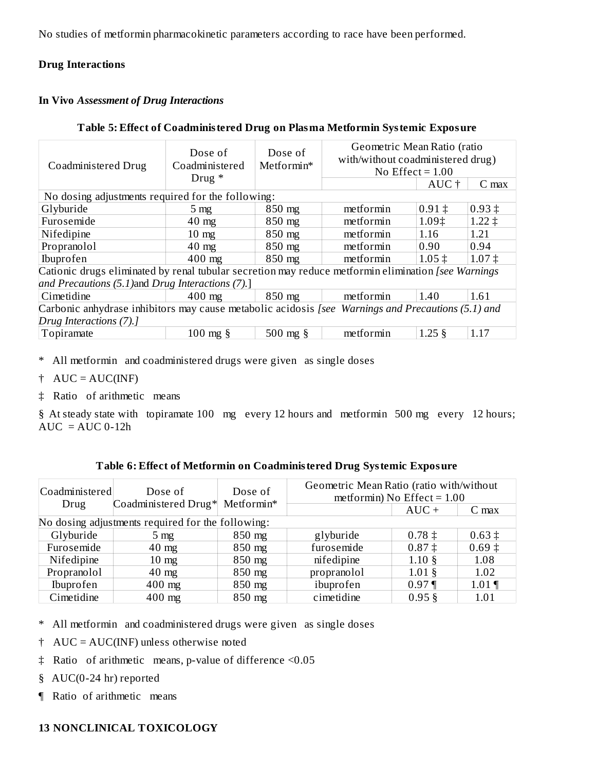No studies of metformin pharmacokinetic parameters according to race have been performed.

**Drug Interactions**

**In Vivo** ***Assessment of Drug Interactions***

**Table 5: Effect of Coadministered Drug on Plasma Metformin Systemic Exposure**

| Coadministered Drug | Dose of Coadministered Drug * | Dose of Metformin* | Geometric Mean Ratio (ratio with/without coadministered drug) No Effect = 1.00 | | |
|---|---|---|---|---|---|
| | | | | AUC † | C max |
| No dosing adjustments required for the following: | | | | | |
| Glyburide | 5 mg | 850 mg | metformin | 0.91 ‡ | 0.93 ‡ |
| Furosemide | 40 mg | 850 mg | metformin | 1.09‡ | 1.22 ‡ |
| Nifedipine | 10 mg | 850 mg | metformin | 1.16 | 1.21 |
| Propranolol | 40 mg | 850 mg | metformin | 0.90 | 0.94 |
| Ibuprofen | 400 mg | 850 mg | metformin | 1.05 ‡ | 1.07 ‡ |
| Cationic drugs eliminated by renal tubular secretion may reduce metformin elimination *[see Warnings and Precautions (5.1)*and *Drug Interactions (7).*] | | | | | |
| Cimetidine | 400 mg | 850 mg | metformin | 1.40 | 1.61 |
| Carbonic anhydrase inhibitors may cause metabolic acidosis *[see Warnings and Precautions (5.1) and Drug Interactions (7).]* | | | | | |
| Topiramate | 100 mg § | 500 mg § | metformin | 1.25 § | 1.17 |

\* All metformin and coadministered drugs were given as single doses

† AUC = AUC(INF)

‡ Ratio of arithmetic means

§ At steady state with topiramate 100 mg every 12 hours and metformin 500 mg every 12 hours; AUC = AUC 0-12h

**Table 6: Effect of Metformin on Coadministered Drug Systemic Exposure**

| Coadministered Drug | Dose of Coadministered Drug* | Dose of Metformin* | Geometric Mean Ratio (ratio with/without metformin) No Effect = 1.00 | | |
|---|---|---|---|---|---|
| | | | | AUC + | C max |
| No dosing adjustments required for the following: | | | | | |
| Glyburide | 5 mg | 850 mg | glyburide | 0.78 ‡ | 0.63 ‡ |
| Furosemide | 40 mg | 850 mg | furosemide | 0.87 ‡ | 0.69 ‡ |
| Nifedipine | 10 mg | 850 mg | nifedipine | 1.10 § | 1.08 |
| Propranolol | 40 mg | 850 mg | propranolol | 1.01 § | 1.02 |
| Ibuprofen | 400 mg | 850 mg | ibuprofen | 0.97 ¶ | 1.01 ¶ |
| Cimetidine | 400 mg | 850 mg | cimetidine | 0.95 § | 1.01 |

\* All metformin and coadministered drugs were given as single doses

† AUC = AUC(INF) unless otherwise noted

‡ Ratio of arithmetic means, p-value of difference <0.05

§ AUC(0-24 hr) reported

¶ Ratio of arithmetic means

## 13 NONCLINICAL TOXICOLOGY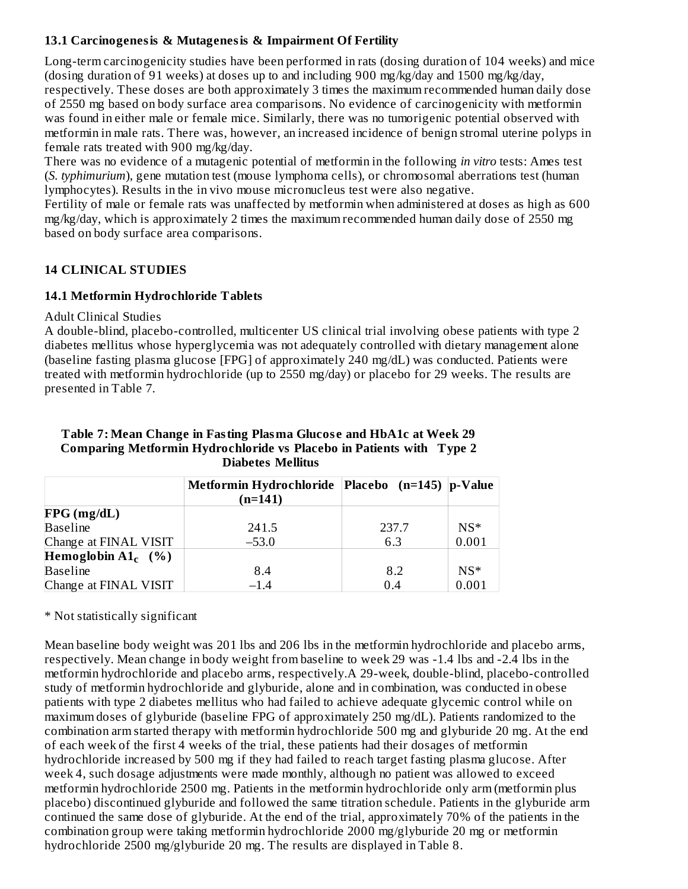### 13.1 Carcinogenesis & Mutagenesis & Impairment Of Fertility

Long-term carcinogenicity studies have been performed in rats (dosing duration of 104 weeks) and mice (dosing duration of 91 weeks) at doses up to and including 900 mg/kg/day and 1500 mg/kg/day, respectively. These doses are both approximately 3 times the maximum recommended human daily dose of 2550 mg based on body surface area comparisons. No evidence of carcinogenicity with metformin was found in either male or female mice. Similarly, there was no tumorigenic potential observed with metformin in male rats. There was, however, an increased incidence of benign stromal uterine polyps in female rats treated with 900 mg/kg/day.

There was no evidence of a mutagenic potential of metformin in the following *in vitro* tests: Ames test (*S. typhimurium*), gene mutation test (mouse lymphoma cells), or chromosomal aberrations test (human lymphocytes). Results in the in vivo mouse micronucleus test were also negative.

Fertility of male or female rats was unaffected by metformin when administered at doses as high as 600 mg/kg/day, which is approximately 2 times the maximum recommended human daily dose of 2550 mg based on body surface area comparisons.

## 14 CLINICAL STUDIES

### 14.1 Metformin Hydrochloride Tablets

Adult Clinical Studies

A double-blind, placebo-controlled, multicenter US clinical trial involving obese patients with type 2 diabetes mellitus whose hyperglycemia was not adequately controlled with dietary management alone (baseline fasting plasma glucose [FPG] of approximately 240 mg/dL) was conducted. Patients were treated with metformin hydrochloride (up to 2550 mg/day) or placebo for 29 weeks. The results are presented in Table 7.

**Table 7: Mean Change in Fasting Plasma Glucose and HbA1c at Week 29 Comparing Metformin Hydrochloride vs Placebo in Patients with Type 2 Diabetes Mellitus**

| | Metformin Hydrochloride (n=141) | Placebo (n=145) | p-Value |
|---|---|---|---|
| **FPG (mg/dL)** | | | |
| Baseline | 241.5 | 237.7 | NS* |
| Change at FINAL VISIT | –53.0 | 6.3 | 0.001 |
| **Hemoglobin $A1_c$ (%)** | | | |
| Baseline | 8.4 | 8.2 | NS* |
| Change at FINAL VISIT | –1.4 | 0.4 | 0.001 |

\* Not statistically significant

Mean baseline body weight was 201 lbs and 206 lbs in the metformin hydrochloride and placebo arms, respectively. Mean change in body weight from baseline to week 29 was -1.4 lbs and -2.4 lbs in the metformin hydrochloride and placebo arms, respectively.A 29-week, double-blind, placebo-controlled study of metformin hydrochloride and glyburide, alone and in combination, was conducted in obese patients with type 2 diabetes mellitus who had failed to achieve adequate glycemic control while on maximum doses of glyburide (baseline FPG of approximately 250 mg/dL). Patients randomized to the combination arm started therapy with metformin hydrochloride 500 mg and glyburide 20 mg. At the end of each week of the first 4 weeks of the trial, these patients had their dosages of metformin hydrochloride increased by 500 mg if they had failed to reach target fasting plasma glucose. After week 4, such dosage adjustments were made monthly, although no patient was allowed to exceed metformin hydrochloride 2500 mg. Patients in the metformin hydrochloride only arm (metformin plus placebo) discontinued glyburide and followed the same titration schedule. Patients in the glyburide arm continued the same dose of glyburide. At the end of the trial, approximately 70% of the patients in the combination group were taking metformin hydrochloride 2000 mg/glyburide 20 mg or metformin hydrochloride 2500 mg/glyburide 20 mg. The results are displayed in Table 8.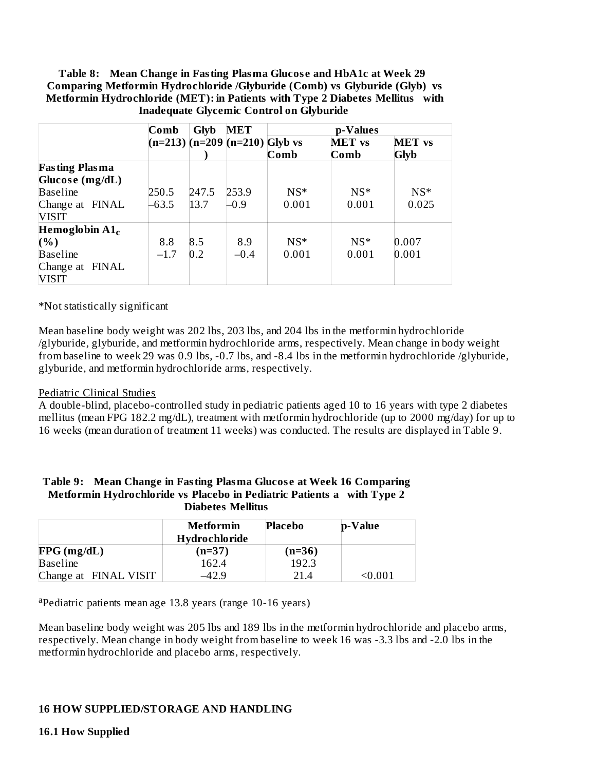**Table 8: Mean Change in Fasting Plasma Glucose and HbA1c at Week 29 Comparing Metformin Hydrochloride /Glyburide (Comb) vs Glyburide (Glyb) vs Metformin Hydrochloride (MET): in Patients with Type 2 Diabetes Mellitus with Inadequate Glycemic Control on Glyburide**

| | Comb (n=213) | Glyb (n=209) | MET (n=210) | p-Values | | |
|---|---|---|---|---|---|---|
| | | | | Glyb vs Comb | MET vs Comb | MET vs Glyb |
| **Fasting Plasma Glucose (mg/dL)** | | | | | | |
| Baseline | 250.5 | 247.5 | 253.9 | NS* | NS* | NS* |
| Change at FINAL VISIT | –63.5 | 13.7 | –0.9 | 0.001 | 0.001 | 0.025 |
| **Hemoglobin $A1_c$ (%)** | | | | | | |
| Baseline | 8.8 | 8.5 | 8.9 | NS* | NS* | 0.007 |
| Change at FINAL VISIT | –1.7 | 0.2 | –0.4 | 0.001 | 0.001 | 0.001 |

*Not statistically significant

Mean baseline body weight was 202 lbs, 203 lbs, and 204 lbs in the metformin hydrochloride /glyburide, glyburide, and metformin hydrochloride arms, respectively. Mean change in body weight from baseline to week 29 was 0.9 lbs, -0.7 lbs, and -8.4 lbs in the metformin hydrochloride /glyburide, glyburide, and metformin hydrochloride arms, respectively.

Pediatric Clinical Studies

A double-blind, placebo-controlled study in pediatric patients aged 10 to 16 years with type 2 diabetes mellitus (mean FPG 182.2 mg/dL), treatment with metformin hydrochloride (up to 2000 mg/day) for up to 16 weeks (mean duration of treatment 11 weeks) was conducted. The results are displayed in Table 9.

**Table 9: Mean Change in Fasting Plasma Glucose at Week 16 Comparing Metformin Hydrochloride vs Placebo in Pediatric Patients [a] with Type 2 Diabetes Mellitus**

| | Metformin Hydrochloride | Placebo | p-Value |
|---|---|---|---|
| **FPG (mg/dL)** | **(n=37)** | **(n=36)** | |
| Baseline | 162.4 | 192.3 | |
| Change at FINAL VISIT | –42.9 | 21.4 | <0.001 |

[a]Pediatric patients mean age 13.8 years (range 10-16 years)

Mean baseline body weight was 205 lbs and 189 lbs in the metformin hydrochloride and placebo arms, respectively. Mean change in body weight from baseline to week 16 was -3.3 lbs and -2.0 lbs in the metformin hydrochloride and placebo arms, respectively.

## 16 HOW SUPPLIED/STORAGE AND HANDLING

### 16.1 How Supplied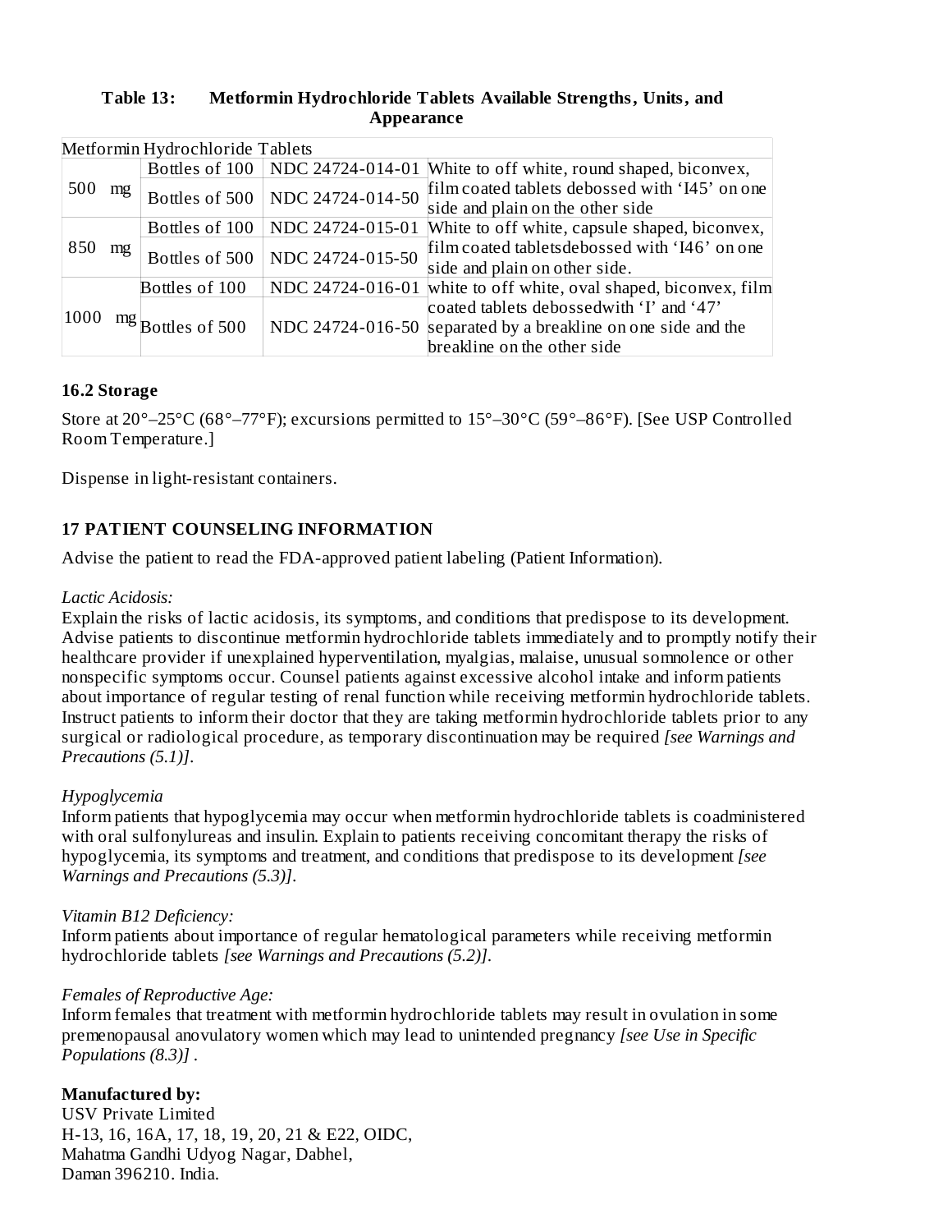**Table 13: Metformin Hydrochloride Tablets Available Strengths, Units, and Appearance**

| Metformin Hydrochloride Tablets | | | |
|---|---|---|---|
| 500 mg | Bottles of 100 | NDC 24724-014-01 | White to off white, round shaped, biconvex, film coated tablets debossed with 'I45' on one side and plain on the other side |
| | Bottles of 500 | NDC 24724-014-50 | |
| 850 mg | Bottles of 100 | NDC 24724-015-01 | White to off white, capsule shaped, biconvex, film coated tabletsdebossed with 'I46' on one side and plain on other side. |
| | Bottles of 500 | NDC 24724-015-50 | |
| 1000 mg | Bottles of 100 | NDC 24724-016-01 | white to off white, oval shaped, biconvex, film coated tablets debossedwith 'I' and '47' separated by a breakline on one side and the breakline on the other side |
| | Bottles of 500 | NDC 24724-016-50 | |

**16.2 Storage**

Store at 20°–25°C (68°–77°F); excursions permitted to 15°–30°C (59°–86°F). [See USP Controlled Room Temperature.]

Dispense in light-resistant containers.

## 17 PATIENT COUNSELING INFORMATION

Advise the patient to read the FDA-approved patient labeling (Patient Information).

*Lactic Acidosis:*

Explain the risks of lactic acidosis, its symptoms, and conditions that predispose to its development. Advise patients to discontinue metformin hydrochloride tablets immediately and to promptly notify their healthcare provider if unexplained hyperventilation, myalgias, malaise, unusual somnolence or other nonspecific symptoms occur. Counsel patients against excessive alcohol intake and inform patients about importance of regular testing of renal function while receiving metformin hydrochloride tablets. Instruct patients to inform their doctor that they are taking metformin hydrochloride tablets prior to any surgical or radiological procedure, as temporary discontinuation may be required *[see Warnings and Precautions (5.1)]*.

*Hypoglycemia*

Inform patients that hypoglycemia may occur when metformin hydrochloride tablets is coadministered with oral sulfonylureas and insulin. Explain to patients receiving concomitant therapy the risks of hypoglycemia, its symptoms and treatment, and conditions that predispose to its development *[see Warnings and Precautions (5.3)]*.

*Vitamin B12 Deficiency:*

Inform patients about importance of regular hematological parameters while receiving metformin hydrochloride tablets *[see Warnings and Precautions (5.2)]*.

*Females of Reproductive Age:*

Inform females that treatment with metformin hydrochloride tablets may result in ovulation in some premenopausal anovulatory women which may lead to unintended pregnancy *[see Use in Specific Populations (8.3)]* .

**Manufactured by:**
USV Private Limited
H-13, 16, 16A, 17, 18, 19, 20, 21 & E22, OIDC,
Mahatma Gandhi Udyog Nagar, Dabhel,
Daman 396210. India.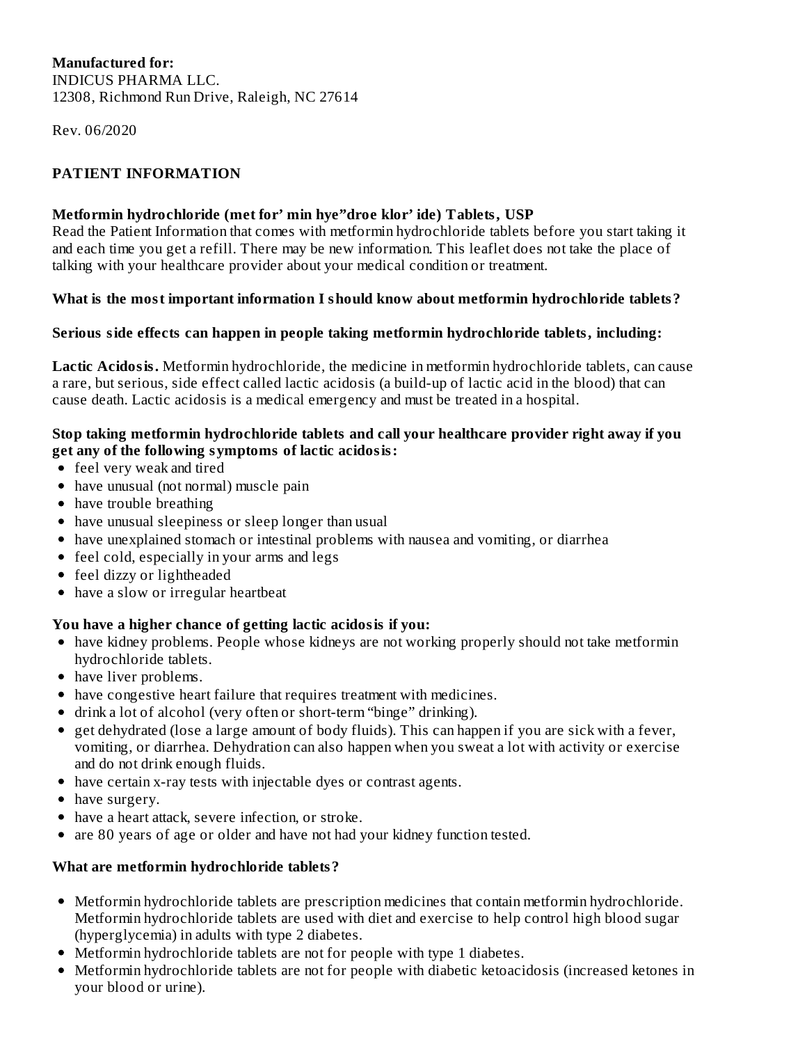**Manufactured for:**
INDICUS PHARMA LLC.
12308, Richmond Run Drive, Raleigh, NC 27614

Rev. 06/2020

## PATIENT INFORMATION

**Metformin hydrochloride (met for' min hye"droe klor' ide) Tablets, USP**

Read the Patient Information that comes with metformin hydrochloride tablets before you start taking it and each time you get a refill. There may be new information. This leaflet does not take the place of talking with your healthcare provider about your medical condition or treatment.

### What is the most important information I should know about metformin hydrochloride tablets?

**Serious side effects can happen in people taking metformin hydrochloride tablets, including:**

**Lactic Acidosis.** Metformin hydrochloride, the medicine in metformin hydrochloride tablets, can cause a rare, but serious, side effect called lactic acidosis (a build-up of lactic acid in the blood) that can cause death. Lactic acidosis is a medical emergency and must be treated in a hospital.

**Stop taking metformin hydrochloride tablets and call your healthcare provider right away if you get any of the following symptoms of lactic acidosis:**

- feel very weak and tired
- have unusual (not normal) muscle pain
- have trouble breathing
- have unusual sleepiness or sleep longer than usual
- have unexplained stomach or intestinal problems with nausea and vomiting, or diarrhea
- feel cold, especially in your arms and legs
- feel dizzy or lightheaded
- have a slow or irregular heartbeat

**You have a higher chance of getting lactic acidosis if you:**

- have kidney problems. People whose kidneys are not working properly should not take metformin hydrochloride tablets.
- have liver problems.
- have congestive heart failure that requires treatment with medicines.
- drink a lot of alcohol (very often or short-term "binge" drinking).
- get dehydrated (lose a large amount of body fluids). This can happen if you are sick with a fever, vomiting, or diarrhea. Dehydration can also happen when you sweat a lot with activity or exercise and do not drink enough fluids.
- have certain x-ray tests with injectable dyes or contrast agents.
- have surgery.
- have a heart attack, severe infection, or stroke.
- are 80 years of age or older and have not had your kidney function tested.

### What are metformin hydrochloride tablets?

- Metformin hydrochloride tablets are prescription medicines that contain metformin hydrochloride. Metformin hydrochloride tablets are used with diet and exercise to help control high blood sugar (hyperglycemia) in adults with type 2 diabetes.
- Metformin hydrochloride tablets are not for people with type 1 diabetes.
- Metformin hydrochloride tablets are not for people with diabetic ketoacidosis (increased ketones in your blood or urine).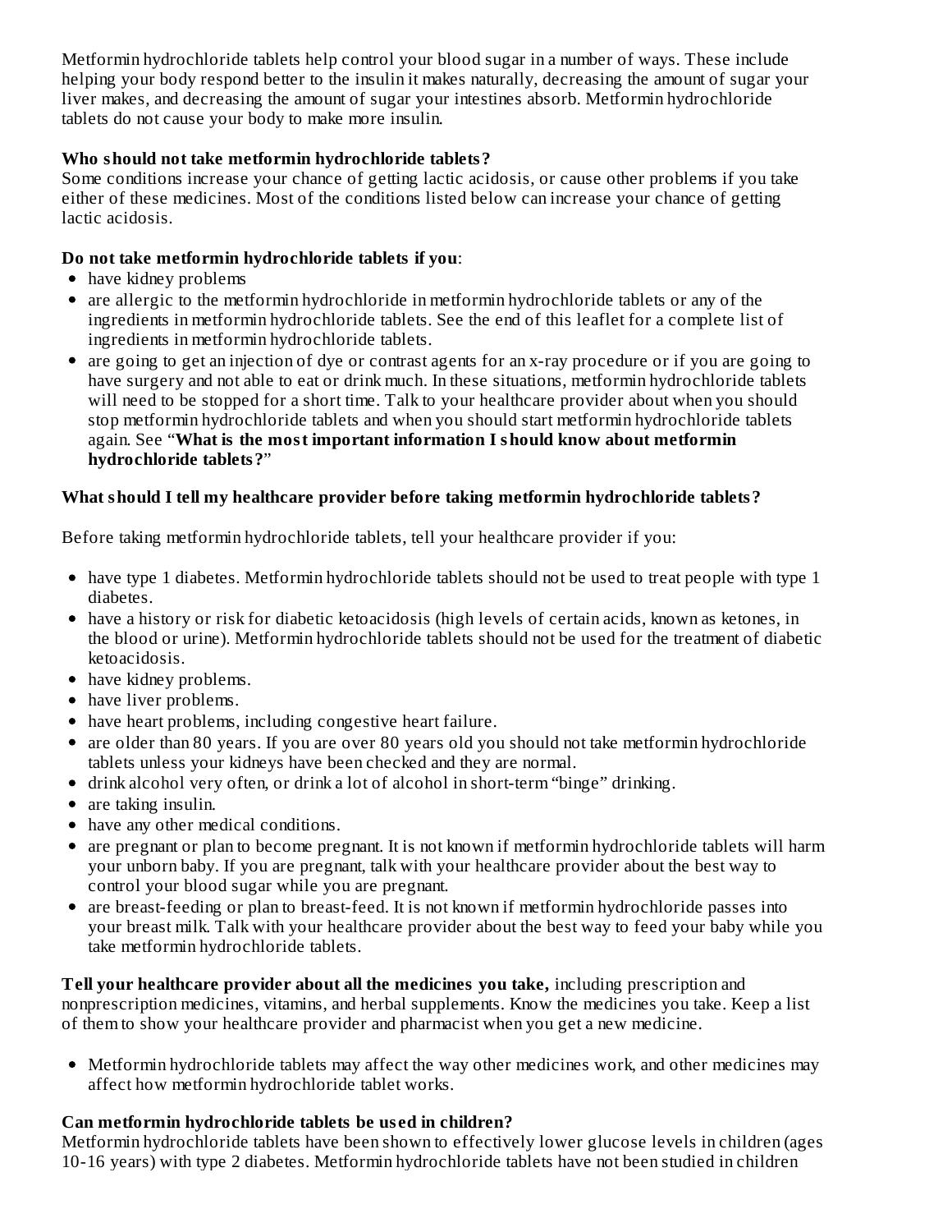Metformin hydrochloride tablets help control your blood sugar in a number of ways. These include helping your body respond better to the insulin it makes naturally, decreasing the amount of sugar your liver makes, and decreasing the amount of sugar your intestines absorb. Metformin hydrochloride tablets do not cause your body to make more insulin.

**Who should not take metformin hydrochloride tablets?**

Some conditions increase your chance of getting lactic acidosis, or cause other problems if you take either of these medicines. Most of the conditions listed below can increase your chance of getting lactic acidosis.

**Do not take metformin hydrochloride tablets if you**:

- have kidney problems
- are allergic to the metformin hydrochloride in metformin hydrochloride tablets or any of the ingredients in metformin hydrochloride tablets. See the end of this leaflet for a complete list of ingredients in metformin hydrochloride tablets.
- are going to get an injection of dye or contrast agents for an x-ray procedure or if you are going to have surgery and not able to eat or drink much. In these situations, metformin hydrochloride tablets will need to be stopped for a short time. Talk to your healthcare provider about when you should stop metformin hydrochloride tablets and when you should start metformin hydrochloride tablets again. See "**What is the most important information I should know about metformin hydrochloride tablets?**"

**What should I tell my healthcare provider before taking metformin hydrochloride tablets?**

Before taking metformin hydrochloride tablets, tell your healthcare provider if you:

- have type 1 diabetes. Metformin hydrochloride tablets should not be used to treat people with type 1 diabetes.
- have a history or risk for diabetic ketoacidosis (high levels of certain acids, known as ketones, in the blood or urine). Metformin hydrochloride tablets should not be used for the treatment of diabetic ketoacidosis.
- have kidney problems.
- have liver problems.
- have heart problems, including congestive heart failure.
- are older than 80 years. If you are over 80 years old you should not take metformin hydrochloride tablets unless your kidneys have been checked and they are normal.
- drink alcohol very often, or drink a lot of alcohol in short-term "binge" drinking.
- are taking insulin.
- have any other medical conditions.
- are pregnant or plan to become pregnant. It is not known if metformin hydrochloride tablets will harm your unborn baby. If you are pregnant, talk with your healthcare provider about the best way to control your blood sugar while you are pregnant.
- are breast-feeding or plan to breast-feed. It is not known if metformin hydrochloride passes into your breast milk. Talk with your healthcare provider about the best way to feed your baby while you take metformin hydrochloride tablets.

**Tell your healthcare provider about all the medicines you take,** including prescription and nonprescription medicines, vitamins, and herbal supplements. Know the medicines you take. Keep a list of them to show your healthcare provider and pharmacist when you get a new medicine.

- Metformin hydrochloride tablets may affect the way other medicines work, and other medicines may affect how metformin hydrochloride tablet works.

**Can metformin hydrochloride tablets be used in children?**

Metformin hydrochloride tablets have been shown to effectively lower glucose levels in children (ages 10-16 years) with type 2 diabetes. Metformin hydrochloride tablets have not been studied in children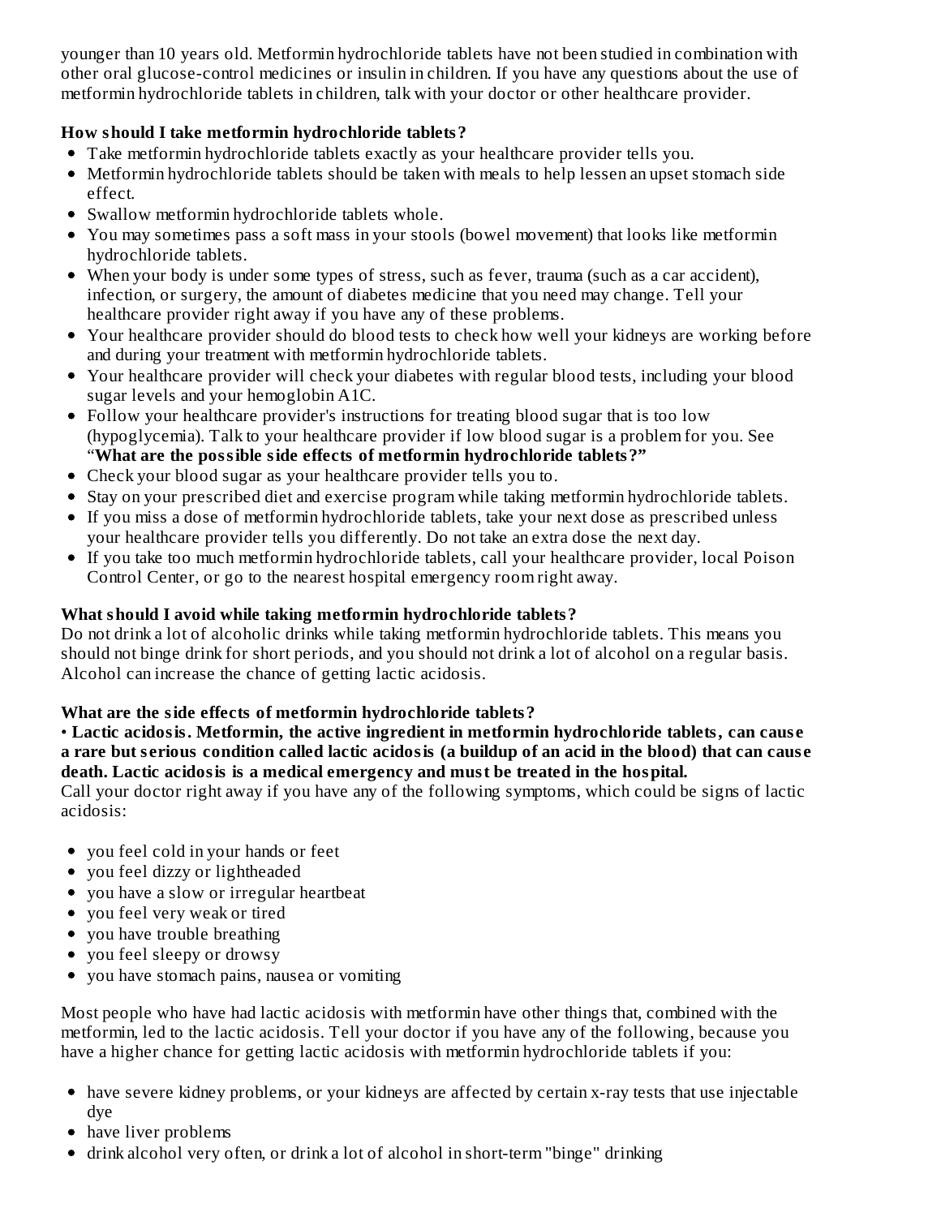younger than 10 years old. Metformin hydrochloride tablets have not been studied in combination with other oral glucose-control medicines or insulin in children. If you have any questions about the use of metformin hydrochloride tablets in children, talk with your doctor or other healthcare provider.

**How should I take metformin hydrochloride tablets?**

- Take metformin hydrochloride tablets exactly as your healthcare provider tells you.
- Metformin hydrochloride tablets should be taken with meals to help lessen an upset stomach side effect.
- Swallow metformin hydrochloride tablets whole.
- You may sometimes pass a soft mass in your stools (bowel movement) that looks like metformin hydrochloride tablets.
- When your body is under some types of stress, such as fever, trauma (such as a car accident), infection, or surgery, the amount of diabetes medicine that you need may change. Tell your healthcare provider right away if you have any of these problems.
- Your healthcare provider should do blood tests to check how well your kidneys are working before and during your treatment with metformin hydrochloride tablets.
- Your healthcare provider will check your diabetes with regular blood tests, including your blood sugar levels and your hemoglobin A1C.
- Follow your healthcare provider's instructions for treating blood sugar that is too low (hypoglycemia). Talk to your healthcare provider if low blood sugar is a problem for you. See "**What are the possible side effects of metformin hydrochloride tablets?"**
- Check your blood sugar as your healthcare provider tells you to.
- Stay on your prescribed diet and exercise program while taking metformin hydrochloride tablets.
- If you miss a dose of metformin hydrochloride tablets, take your next dose as prescribed unless your healthcare provider tells you differently. Do not take an extra dose the next day.
- If you take too much metformin hydrochloride tablets, call your healthcare provider, local Poison Control Center, or go to the nearest hospital emergency room right away.

**What should I avoid while taking metformin hydrochloride tablets?**

Do not drink a lot of alcoholic drinks while taking metformin hydrochloride tablets. This means you should not binge drink for short periods, and you should not drink a lot of alcohol on a regular basis. Alcohol can increase the chance of getting lactic acidosis.

**What are the side effects of metformin hydrochloride tablets?**

• **Lactic acidosis. Metformin, the active ingredient in metformin hydrochloride tablets, can cause a rare but serious condition called lactic acidosis (a buildup of an acid in the blood) that can cause death. Lactic acidosis is a medical emergency and must be treated in the hospital.**

Call your doctor right away if you have any of the following symptoms, which could be signs of lactic acidosis:

- you feel cold in your hands or feet
- you feel dizzy or lightheaded
- you have a slow or irregular heartbeat
- you feel very weak or tired
- you have trouble breathing
- you feel sleepy or drowsy
- you have stomach pains, nausea or vomiting

Most people who have had lactic acidosis with metformin have other things that, combined with the metformin, led to the lactic acidosis. Tell your doctor if you have any of the following, because you have a higher chance for getting lactic acidosis with metformin hydrochloride tablets if you:

- have severe kidney problems, or your kidneys are affected by certain x-ray tests that use injectable dye
- have liver problems
- drink alcohol very often, or drink a lot of alcohol in short-term "binge" drinking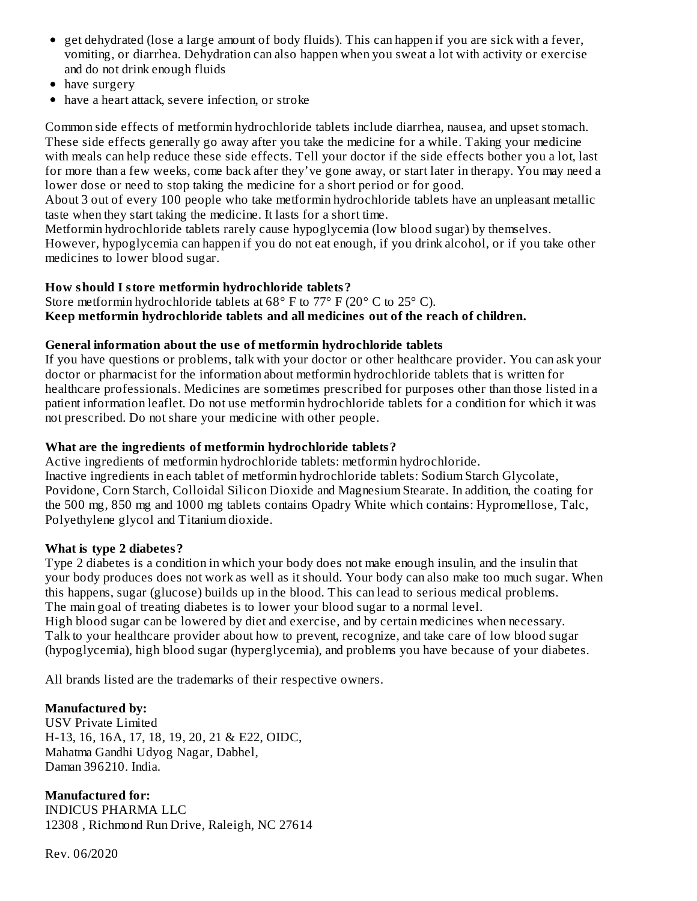- get dehydrated (lose a large amount of body fluids). This can happen if you are sick with a fever, vomiting, or diarrhea. Dehydration can also happen when you sweat a lot with activity or exercise and do not drink enough fluids
- have surgery
- have a heart attack, severe infection, or stroke

Common side effects of metformin hydrochloride tablets include diarrhea, nausea, and upset stomach. These side effects generally go away after you take the medicine for a while. Taking your medicine with meals can help reduce these side effects. Tell your doctor if the side effects bother you a lot, last for more than a few weeks, come back after they've gone away, or start later in therapy. You may need a lower dose or need to stop taking the medicine for a short period or for good.
About 3 out of every 100 people who take metformin hydrochloride tablets have an unpleasant metallic taste when they start taking the medicine. It lasts for a short time.
Metformin hydrochloride tablets rarely cause hypoglycemia (low blood sugar) by themselves. However, hypoglycemia can happen if you do not eat enough, if you drink alcohol, or if you take other medicines to lower blood sugar.

**How should I store metformin hydrochloride tablets?**
Store metformin hydrochloride tablets at 68° F to 77° F (20° C to 25° C).
**Keep metformin hydrochloride tablets and all medicines out of the reach of children.**

**General information about the use of metformin hydrochloride tablets**
If you have questions or problems, talk with your doctor or other healthcare provider. You can ask your doctor or pharmacist for the information about metformin hydrochloride tablets that is written for healthcare professionals. Medicines are sometimes prescribed for purposes other than those listed in a patient information leaflet. Do not use metformin hydrochloride tablets for a condition for which it was not prescribed. Do not share your medicine with other people.

**What are the ingredients of metformin hydrochloride tablets?**
Active ingredients of metformin hydrochloride tablets: metformin hydrochloride.
Inactive ingredients in each tablet of metformin hydrochloride tablets: Sodium Starch Glycolate, Povidone, Corn Starch, Colloidal Silicon Dioxide and Magnesium Stearate. In addition, the coating for the 500 mg, 850 mg and 1000 mg tablets contains Opadry White which contains: Hypromellose, Talc, Polyethylene glycol and Titanium dioxide.

**What is type 2 diabetes?**
Type 2 diabetes is a condition in which your body does not make enough insulin, and the insulin that your body produces does not work as well as it should. Your body can also make too much sugar. When this happens, sugar (glucose) builds up in the blood. This can lead to serious medical problems.
The main goal of treating diabetes is to lower your blood sugar to a normal level.
High blood sugar can be lowered by diet and exercise, and by certain medicines when necessary.
Talk to your healthcare provider about how to prevent, recognize, and take care of low blood sugar (hypoglycemia), high blood sugar (hyperglycemia), and problems you have because of your diabetes.

All brands listed are the trademarks of their respective owners.

**Manufactured by:**
USV Private Limited
H-13, 16, 16A, 17, 18, 19, 20, 21 & E22, OIDC,
Mahatma Gandhi Udyog Nagar, Dabhel,
Daman 396210. India.

**Manufactured for:**
INDICUS PHARMA LLC
12308 , Richmond Run Drive, Raleigh, NC 27614

Rev. 06/2020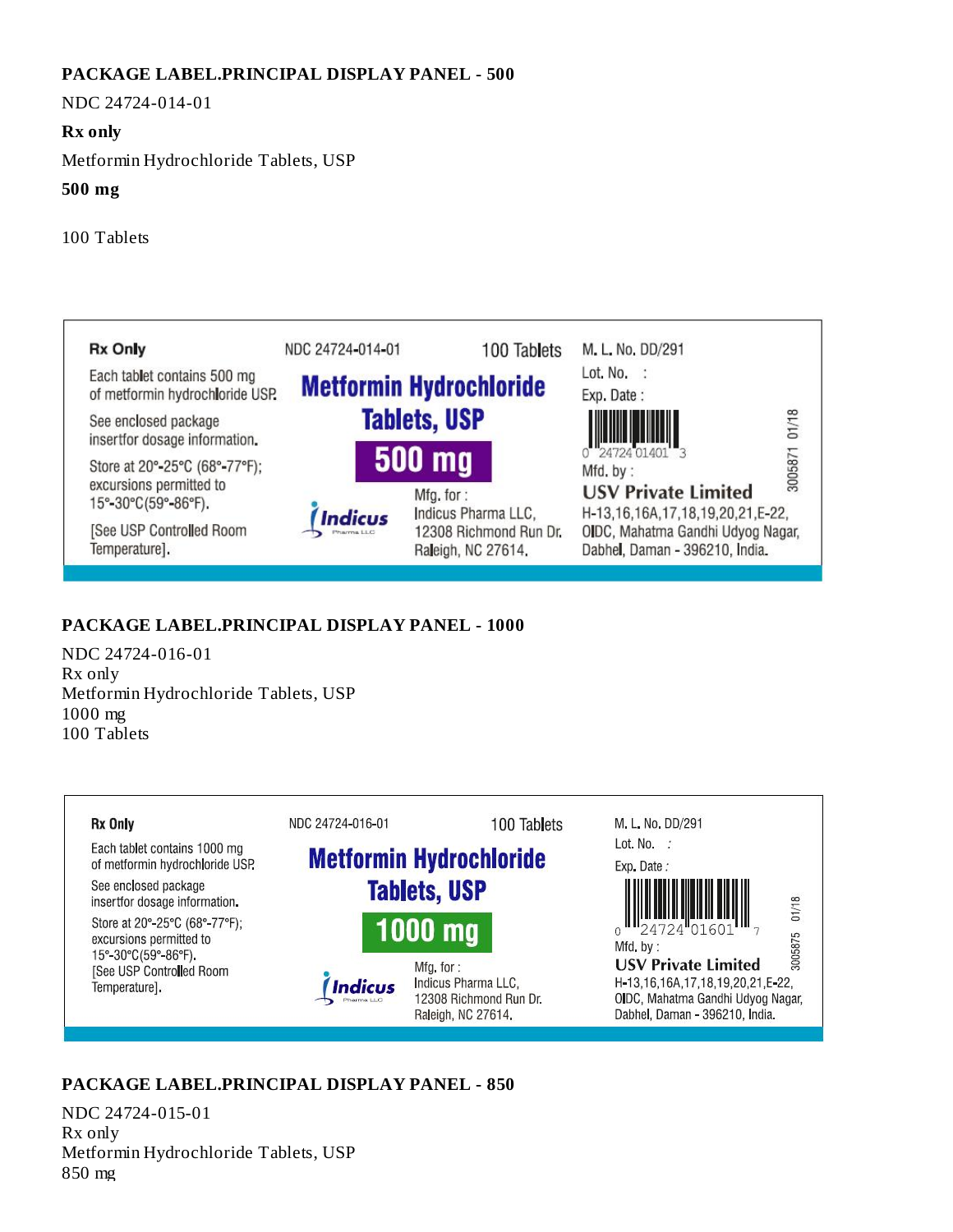## PACKAGE LABEL.PRINCIPAL DISPLAY PANEL - 500

NDC 24724-014-01

**Rx only**

Metformin Hydrochloride Tablets, USP

**500 mg**

100 Tablets

Rx Only

Each tablet contains 500 mg of metformin hydrochloride USP.

See enclosed package insertfor dosage information.

Store at 20°-25°C (68°-77°F); excursions permitted to 15°-30°C(59°-86°F).

[See USP Controlled Room Temperature].

NDC 24724-014-01

100 Tablets

Metformin Hydrochloride Tablets, USP

500 mg

Indicus Pharma LLC

Mfg. for : Indicus Pharma LLC, 12308 Richmond Run Dr. Raleigh, NC 27614.

M. L. No. DD/291

Lot. No. :

Exp. Date :

0 24724 01401 3

Mfd. by : USV Private Limited

H-13,16,16A,17,18,19,20,21,E-22, OIDC, Mahatma Gandhi Udyog Nagar, Dabhel, Daman - 396210, India.

3005871 01/18

## PACKAGE LABEL.PRINCIPAL DISPLAY PANEL - 1000

NDC 24724-016-01
Rx only
Metformin Hydrochloride Tablets, USP
1000 mg
100 Tablets

Rx Only

Each tablet contains 1000 mg of metformin hydrochloride USP.

See enclosed package insertfor dosage information.

Store at 20°-25°C (68°-77°F); excursions permitted to 15°-30°C(59°-86°F).
[See USP Controlled Room Temperature].

NDC 24724-016-01

100 Tablets

Metformin Hydrochloride Tablets, USP

1000 mg

Indicus Pharma LLC

Mfg. for : Indicus Pharma LLC, 12308 Richmond Run Dr. Raleigh, NC 27614.

M. L. No. DD/291

Lot. No. :

Exp. Date :

0 24724 01601 7

Mfd. by : USV Private Limited

H-13,16,16A,17,18,19,20,21,E-22, OIDC, Mahatma Gandhi Udyog Nagar, Dabhel, Daman - 396210, India.

3005875 01/18

## PACKAGE LABEL.PRINCIPAL DISPLAY PANEL - 850

NDC 24724-015-01
Rx only
Metformin Hydrochloride Tablets, USP
850 mg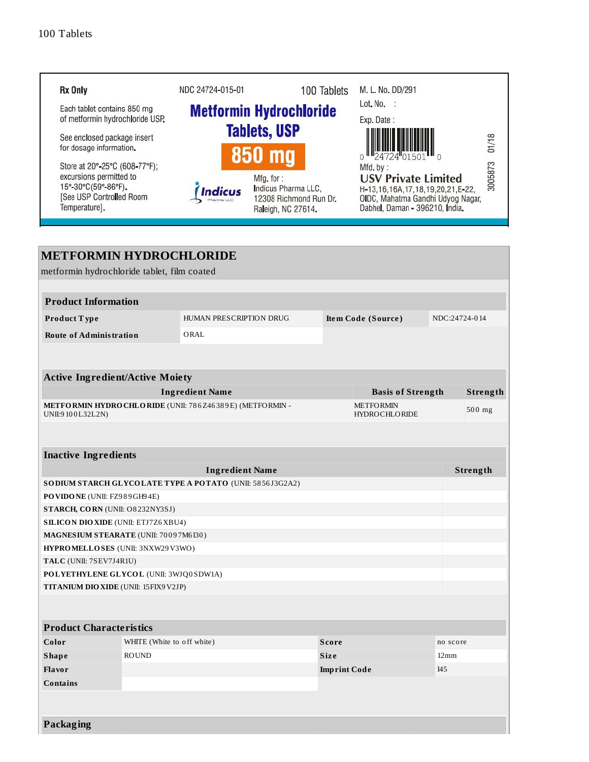100 Tablets

Rx Only

Each tablet contains 850 mg of metformin hydrochloride USP.

See enclosed package insert for dosage information.

Store at 20°-25°C (68°-77°F); excursions permitted to 15°-30°C (59°-86°F). [See USP Controlled Room Temperature].

NDC 24724-015-01

100 Tablets

**Metformin Hydrochloride Tablets, USP**

**850 mg**

Indicus Pharma LLC

Mfg. for : Indicus Pharma LLC, 12308 Richmond Run Dr. Raleigh, NC 27614.

M. L. No. DD/291

Lot. No. :

Exp. Date :

0 24724 01501 0

Mfd. by :

**USV Private Limited**

H-13,16,16A,17,18,19,20,21,E-22, OIDC, Mahatma Gandhi Udyog Nagar, Dabhel, Daman - 396210, India.

305873 01/18

## METFORMIN HYDROCHLORIDE

metformin hydrochloride tablet, film coated

| Product Information | | | |
|---|---|---|---|
| **Product Type** | HUMAN PRESCRIPTION DRUG | **Item Code (Source)** | NDC:24724-014 |
| **Route of Administration** | ORAL | | |

| Active Ingredient/Active Moiety | | |
|---|---|---|
| **Ingredient Name** | **Basis of Strength** | **Strength** |
| **METFORMIN HYDROCHLORIDE** (UNII: 786Z46389E) (METFORMIN - UNII:9100L32L2N) | METFORMIN HYDROCHLORIDE | 500 mg |

| Inactive Ingredients | |
|---|---|
| **Ingredient Name** | **Strength** |
| **SODIUM STARCH GLYCOLATE TYPE A POTATO** (UNII: 5856J3G2A2) | |
| **POVIDONE** (UNII: FZ989GH94E) | |
| **STARCH, CORN** (UNII: O8232NY3SJ) | |
| **SILICON DIOXIDE** (UNII: ETJ7Z6XBU4) | |
| **MAGNESIUM STEARATE** (UNII: 70097M6I30) | |
| **HYPROMELLOSES** (UNII: 3NXW29V3WO) | |
| **TALC** (UNII: 7SEV7J4R1U) | |
| **POLYETHYLENE GLYCOL** (UNII: 3WJQ0SDW1A) | |
| **TITANIUM DIOXIDE** (UNII: 15FIX9V2JP) | |

| Product Characteristics | | | |
|---|---|---|---|
| **Color** | WHITE (White to off white) | **Score** | no score |
| **Shape** | ROUND | **Size** | 12mm |
| **Flavor** | | **Imprint Code** | I45 |
| **Contains** | | | |

**Packaging**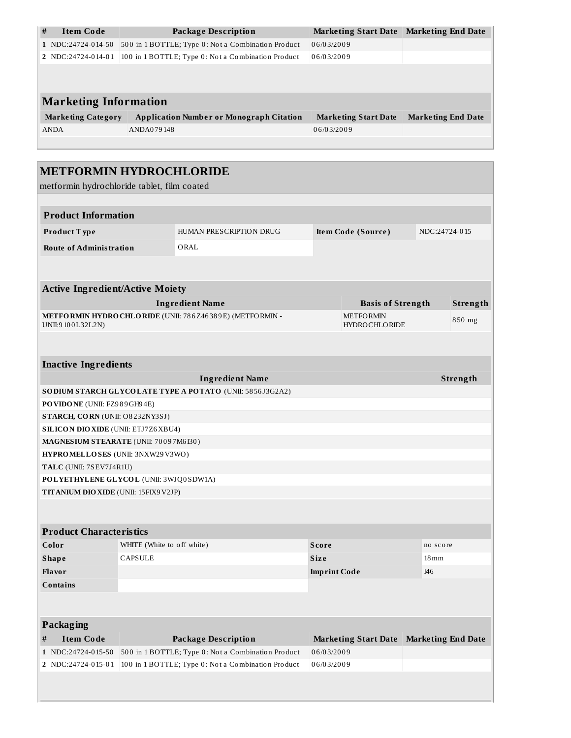| # | Item Code | Package Description | Marketing Start Date | Marketing End Date |
|---|---|---|---|---|
| 1 | NDC:24724-014-50 | 500 in 1 BOTTLE; Type 0: Not a Combination Product | 06/03/2009 | |
| 2 | NDC:24724-014-01 | 100 in 1 BOTTLE; Type 0: Not a Combination Product | 06/03/2009 | |

## Marketing Information

| Marketing Category | Application Number or Monograph Citation | Marketing Start Date | Marketing End Date |
|---|---|---|---|
| ANDA | ANDA079148 | 06/03/2009 | |

# METFORMIN HYDROCHLORIDE

metformin hydrochloride tablet, film coated

## Product Information

| | | | |
|---|---|---|---|
| **Product Type** | HUMAN PRESCRIPTION DRUG | **Item Code (Source)** | NDC:24724-015 |
| **Route of Administration** | ORAL | | |

## Active Ingredient/Active Moiety

| Ingredient Name | Basis of Strength | Strength |
|---|---|---|
| **METFORMIN HYDROCHLORIDE** (UNII: 786Z46389E) (METFORMIN - UNII:9100L32L2N) | METFORMIN HYDROCHLORIDE | 850 mg |

## Inactive Ingredients

| Ingredient Name | Strength |
|---|---|
| **SODIUM STARCH GLYCOLATE TYPE A POTATO** (UNII: 5856J3G2A2) | |
| **POVIDONE** (UNII: FZ989GH94E) | |
| **STARCH, CORN** (UNII: O8232NY3SJ) | |
| **SILICON DIOXIDE** (UNII: ETJ7Z6XBU4) | |
| **MAGNESIUM STEARATE** (UNII: 70097M6I30) | |
| **HYPROMELLOSES** (UNII: 3NXW29V3WO) | |
| **TALC** (UNII: 7SEV7J4R1U) | |
| **POLYETHYLENE GLYCOL** (UNII: 3WJQ0SDW1A) | |
| **TITANIUM DIOXIDE** (UNII: 15FIX9V2JP) | |

## Product Characteristics

| | | | |
|---|---|---|---|
| **Color** | WHITE (White to off white) | **Score** | no score |
| **Shape** | CAPSULE | **Size** | 18mm |
| **Flavor** | | **Imprint Code** | I46 |
| **Contains** | | | |

## Packaging

| # | Item Code | Package Description | Marketing Start Date | Marketing End Date |
|---|---|---|---|---|
| 1 | NDC:24724-015-50 | 500 in 1 BOTTLE; Type 0: Not a Combination Product | 06/03/2009 | |
| 2 | NDC:24724-015-01 | 100 in 1 BOTTLE; Type 0: Not a Combination Product | 06/03/2009 | |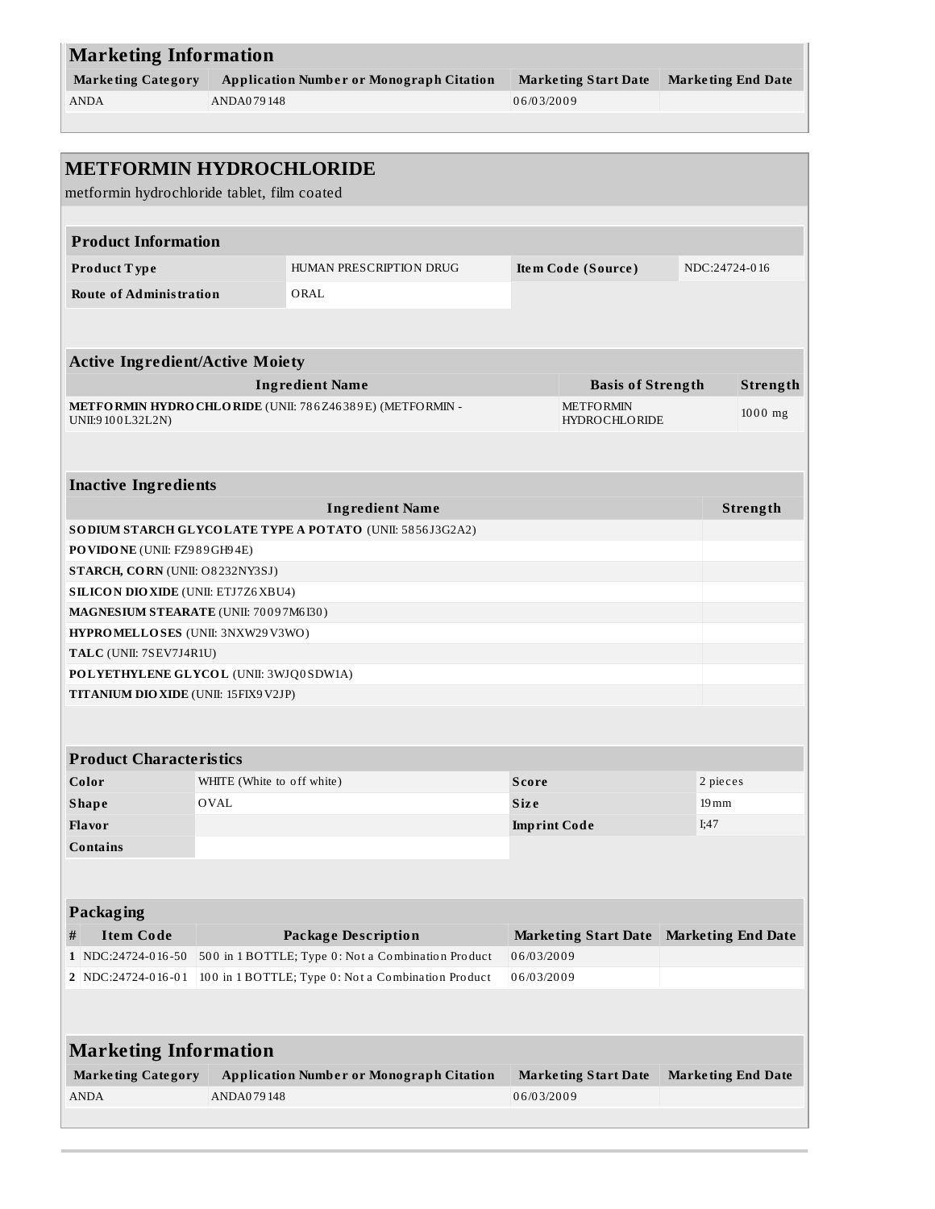| Marketing Information | | | |
|---|---|---|---|
| **Marketing Category** | **Application Number or Monograph Citation** | **Marketing Start Date** | **Marketing End Date** |
| ANDA | ANDA079148 | 06/03/2009 | |

## METFORMIN HYDROCHLORIDE

metformin hydrochloride tablet, film coated

| Product Information | | | |
|---|---|---|---|
| **Product Type** | HUMAN PRESCRIPTION DRUG | **Item Code (Source)** | NDC:24724-016 |
| **Route of Administration** | ORAL | | |

| Active Ingredient/Active Moiety | | |
|---|---|---|
| **Ingredient Name** | **Basis of Strength** | **Strength** |
| **METFORMIN HYDROCHLORIDE** (UNII: 786Z46389E) (METFORMIN - UNII:9100L32L2N) | METFORMIN HYDROCHLORIDE | 1000 mg |

| Inactive Ingredients | |
|---|---|
| **Ingredient Name** | **Strength** |
| **SODIUM STARCH GLYCOLATE TYPE A POTATO** (UNII: 5856J3G2A2) | |
| **POVIDONE** (UNII: FZ989GH94E) | |
| **STARCH, CORN** (UNII: O8232NY3SJ) | |
| **SILICON DIOXIDE** (UNII: ETJ7Z6XBU4) | |
| **MAGNESIUM STEARATE** (UNII: 70097M6I30) | |
| **HYPROMELLOSES** (UNII: 3NXW29V3WO) | |
| **TALC** (UNII: 7SEV7J4R1U) | |
| **POLYETHYLENE GLYCOL** (UNII: 3WJQ0SDW1A) | |
| **TITANIUM DIOXIDE** (UNII: 15FIX9V2JP) | |

| Product Characteristics | | | |
|---|---|---|---|
| **Color** | WHITE (White to off white) | **Score** | 2 pieces |
| **Shape** | OVAL | **Size** | 19mm |
| **Flavor** | | **Imprint Code** | I;47 |
| **Contains** | | | |

| Packaging | | | | |
|---|---|---|---|---|
| **#** | **Item Code** | **Package Description** | **Marketing Start Date** | **Marketing End Date** |
| 1 | NDC:24724-016-50 | 500 in 1 BOTTLE; Type 0: Not a Combination Product | 06/03/2009 | |
| 2 | NDC:24724-016-01 | 100 in 1 BOTTLE; Type 0: Not a Combination Product | 06/03/2009 | |

| Marketing Information | | | |
|---|---|---|---|
| **Marketing Category** | **Application Number or Monograph Citation** | **Marketing Start Date** | **Marketing End Date** |
| ANDA | ANDA079148 | 06/03/2009 | |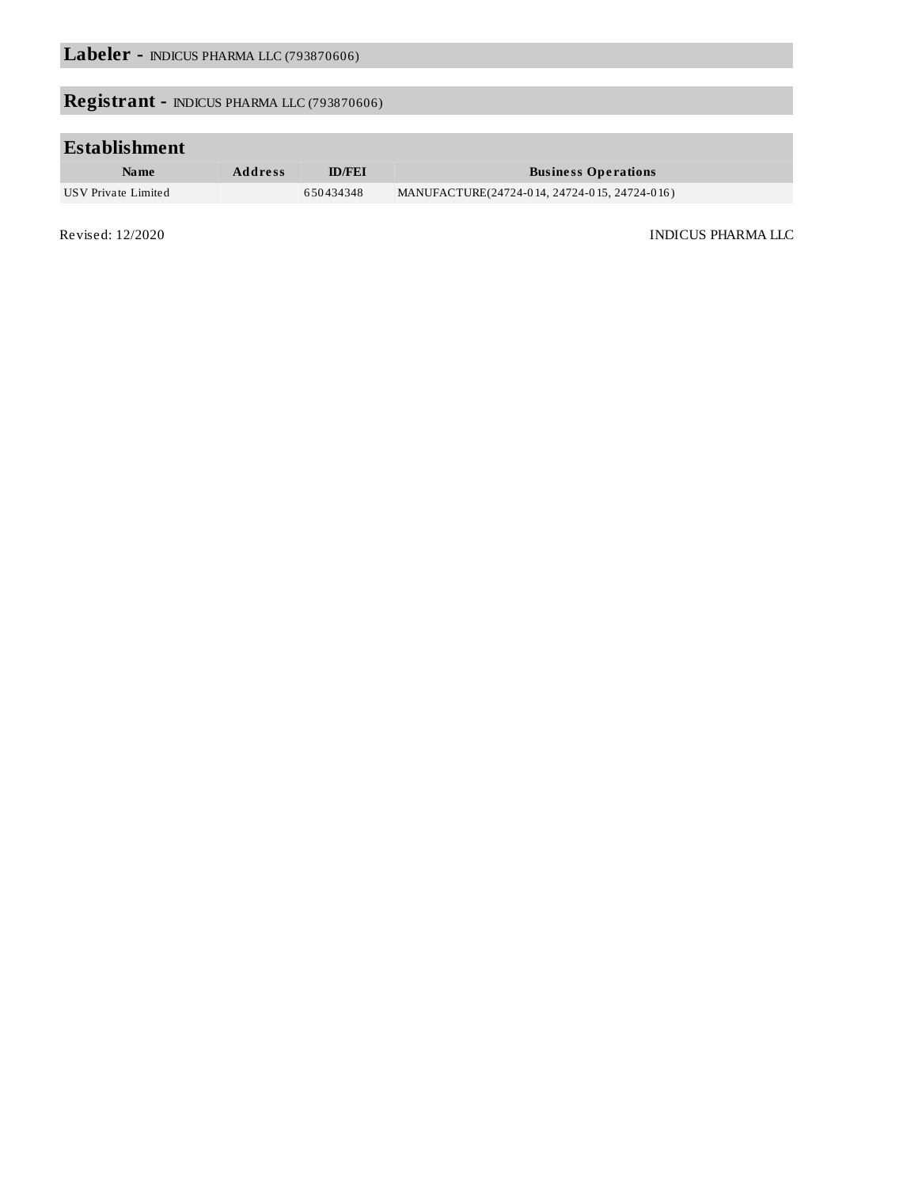**Labeler -** INDICUS PHARMA LLC (793870606)

**Registrant -** INDICUS PHARMA LLC (793870606)

## Establishment

| Name | Address | ID/FEI | Business Operations |
|---|---|---|---|
| USV Private Limited | | 650434348 | MANUFACTURE(24724-014, 24724-015, 24724-016) |

Revised: 12/2020

INDICUS PHARMA LLC